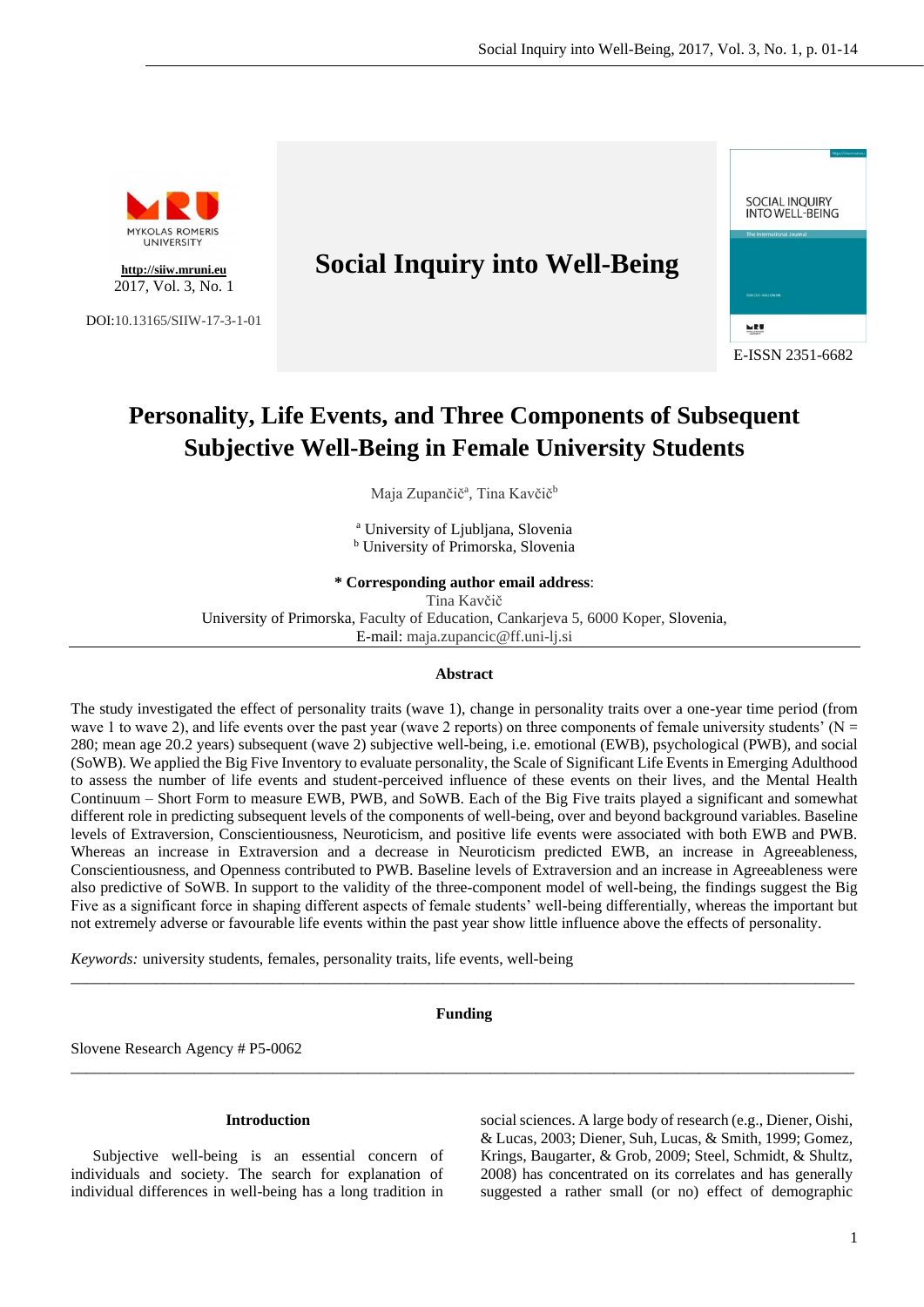**Social Inquiry into Well-Being**

http://siiw.mruni.eu
2017, Vol. 3, No. 1

DOI:10.13165/SIIW-17-3-1-01

E-ISSN 2351-6682

# Personality, Life Events, and Three Components of Subsequent Subjective Well-Being in Female University Students

Maja Zupančič[a], Tina Kavčič[b]

[a] University of Ljubljana, Slovenia
[b] University of Primorska, Slovenia

**\* Corresponding author email address**:
Tina Kavčič
University of Primorska, Faculty of Education, Cankarjeva 5, 6000 Koper, Slovenia,
E-mail: maja.zupancic@ff.uni-lj.si

### Abstract

The study investigated the effect of personality traits (wave 1), change in personality traits over a one-year time period (from wave 1 to wave 2), and life events over the past year (wave 2 reports) on three components of female university students' (N = 280; mean age 20.2 years) subsequent (wave 2) subjective well-being, i.e. emotional (EWB), psychological (PWB), and social (SoWB). We applied the Big Five Inventory to evaluate personality, the Scale of Significant Life Events in Emerging Adulthood to assess the number of life events and student-perceived influence of these events on their lives, and the Mental Health Continuum – Short Form to measure EWB, PWB, and SoWB. Each of the Big Five traits played a significant and somewhat different role in predicting subsequent levels of the components of well-being, over and beyond background variables. Baseline levels of Extraversion, Conscientiousness, Neuroticism, and positive life events were associated with both EWB and PWB. Whereas an increase in Extraversion and a decrease in Neuroticism predicted EWB, an increase in Agreeableness, Conscientiousness, and Openness contributed to PWB. Baseline levels of Extraversion and an increase in Agreeableness were also predictive of SoWB. In support to the validity of the three-component model of well-being, the findings suggest the Big Five as a significant force in shaping different aspects of female students' well-being differentially, whereas the important but not extremely adverse or favourable life events within the past year show little influence above the effects of personality.

*Keywords:* university students, females, personality traits, life events, well-being

### Funding

Slovene Research Agency # P5-0062

## Introduction

Subjective well-being is an essential concern of individuals and society. The search for explanation of individual differences in well-being has a long tradition in social sciences. A large body of research (e.g., Diener, Oishi, & Lucas, 2003; Diener, Suh, Lucas, & Smith, 1999; Gomez, Krings, Baugarter, & Grob, 2009; Steel, Schmidt, & Shultz, 2008) has concentrated on its correlates and has generally suggested a rather small (or no) effect of demographic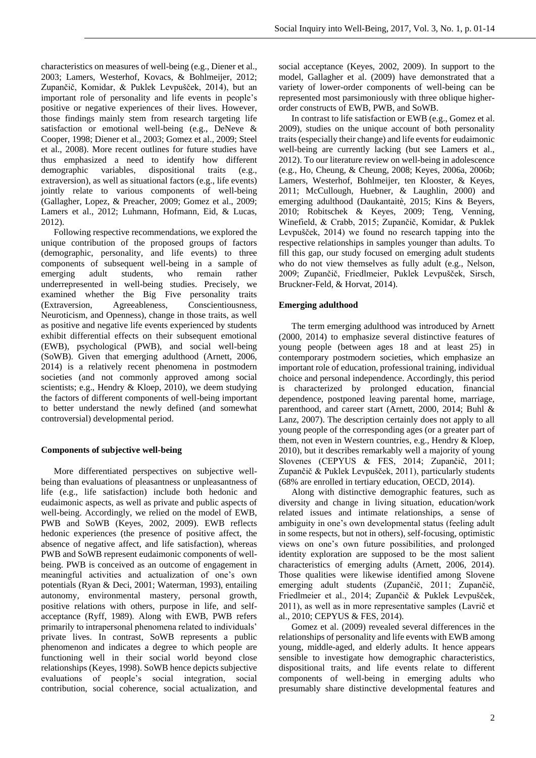characteristics on measures of well-being (e.g., Diener et al., 2003; Lamers, Westerhof, Kovacs, & Bohlmeijer, 2012; Zupančič, Komidar, & Puklek Levpušček, 2014), but an important role of personality and life events in people's positive or negative experiences of their lives. However, those findings mainly stem from research targeting life satisfaction or emotional well-being (e.g., DeNeve & Cooper, 1998; Diener et al., 2003; Gomez et al., 2009; Steel et al., 2008). More recent outlines for future studies have thus emphasized a need to identify how different demographic variables, dispositional traits (e.g., extraversion), as well as situational factors (e.g., life events) jointly relate to various components of well-being (Gallagher, Lopez, & Preacher, 2009; Gomez et al., 2009; Lamers et al., 2012; Luhmann, Hofmann, Eid, & Lucas, 2012).

Following respective recommendations, we explored the unique contribution of the proposed groups of factors (demographic, personality, and life events) to three components of subsequent well-being in a sample of emerging adult students, who remain rather underrepresented in well-being studies. Precisely, we examined whether the Big Five personality traits (Extraversion, Agreeableness, Conscientiousness, Neuroticism, and Openness), change in those traits, as well as positive and negative life events experienced by students exhibit differential effects on their subsequent emotional (EWB), psychological (PWB), and social well-being (SoWB). Given that emerging adulthood (Arnett, 2006, 2014) is a relatively recent phenomena in postmodern societies (and not commonly approved among social scientists; e.g., Hendry & Kloep, 2010), we deem studying the factors of different components of well-being important to better understand the newly defined (and somewhat controversial) developmental period.

## Components of subjective well-being

More differentiated perspectives on subjective well-being than evaluations of pleasantness or unpleasantness of life (e.g., life satisfaction) include both hedonic and eudaimonic aspects, as well as private and public aspects of well-being. Accordingly, we relied on the model of EWB, PWB and SoWB (Keyes, 2002, 2009). EWB reflects hedonic experiences (the presence of positive affect, the absence of negative affect, and life satisfaction), whereas PWB and SoWB represent eudaimonic components of well-being. PWB is conceived as an outcome of engagement in meaningful activities and actualization of one's own potentials (Ryan & Deci, 2001; Waterman, 1993), entailing autonomy, environmental mastery, personal growth, positive relations with others, purpose in life, and self-acceptance (Ryff, 1989). Along with EWB, PWB refers primarily to intrapersonal phenomena related to individuals' private lives. In contrast, SoWB represents a public phenomenon and indicates a degree to which people are functioning well in their social world beyond close relationships (Keyes, 1998). SoWB hence depicts subjective evaluations of people's social integration, social contribution, social coherence, social actualization, and social acceptance (Keyes, 2002, 2009). In support to the model, Gallagher et al. (2009) have demonstrated that a variety of lower-order components of well-being can be represented most parsimoniously with three oblique higher-order constructs of EWB, PWB, and SoWB.

In contrast to life satisfaction or EWB (e.g., Gomez et al. 2009), studies on the unique account of both personality traits (especially their change) and life events for eudaimonic well-being are currently lacking (but see Lamers et al., 2012). To our literature review on well-being in adolescence (e.g., Ho, Cheung, & Cheung, 2008; Keyes, 2006a, 2006b; Lamers, Westerhof, Bohlmeijer, ten Klooster, & Keyes, 2011; McCullough, Huebner, & Laughlin, 2000) and emerging adulthood (Daukantaitė, 2015; Kins & Beyers, 2010; Robitschek & Keyes, 2009; Teng, Venning, Winefield, & Crabb, 2015; Zupančič, Komidar, & Puklek Levpušček, 2014) we found no research tapping into the respective relationships in samples younger than adults. To fill this gap, our study focused on emerging adult students who do not view themselves as fully adult (e.g., Nelson, 2009; Zupančič, Friedlmeier, Puklek Levpušček, Sirsch, Bruckner-Feld, & Horvat, 2014).

## Emerging adulthood

The term emerging adulthood was introduced by Arnett (2000, 2014) to emphasize several distinctive features of young people (between ages 18 and at least 25) in contemporary postmodern societies, which emphasize an important role of education, professional training, individual choice and personal independence. Accordingly, this period is characterized by prolonged education, financial dependence, postponed leaving parental home, marriage, parenthood, and career start (Arnett, 2000, 2014; Buhl & Lanz, 2007). The description certainly does not apply to all young people of the corresponding ages (or a greater part of them, not even in Western countries, e.g., Hendry & Kloep, 2010), but it describes remarkably well a majority of young Slovenes (CEPYUS & FES, 2014; Zupančič, 2011; Zupančič & Puklek Levpušček, 2011), particularly students (68% are enrolled in tertiary education, OECD, 2014).

Along with distinctive demographic features, such as diversity and change in living situation, education/work related issues and intimate relationships, a sense of ambiguity in one's own developmental status (feeling adult in some respects, but not in others), self-focusing, optimistic views on one's own future possibilities, and prolonged identity exploration are supposed to be the most salient characteristics of emerging adults (Arnett, 2006, 2014). Those qualities were likewise identified among Slovene emerging adult students (Zupančič, 2011; Zupančič, Friedlmeier et al., 2014; Zupančič & Puklek Levpušček, 2011), as well as in more representative samples (Lavrič et al., 2010; CEPYUS & FES, 2014).

Gomez et al. (2009) revealed several differences in the relationships of personality and life events with EWB among young, middle-aged, and elderly adults. It hence appears sensible to investigate how demographic characteristics, dispositional traits, and life events relate to different components of well-being in emerging adults who presumably share distinctive developmental features and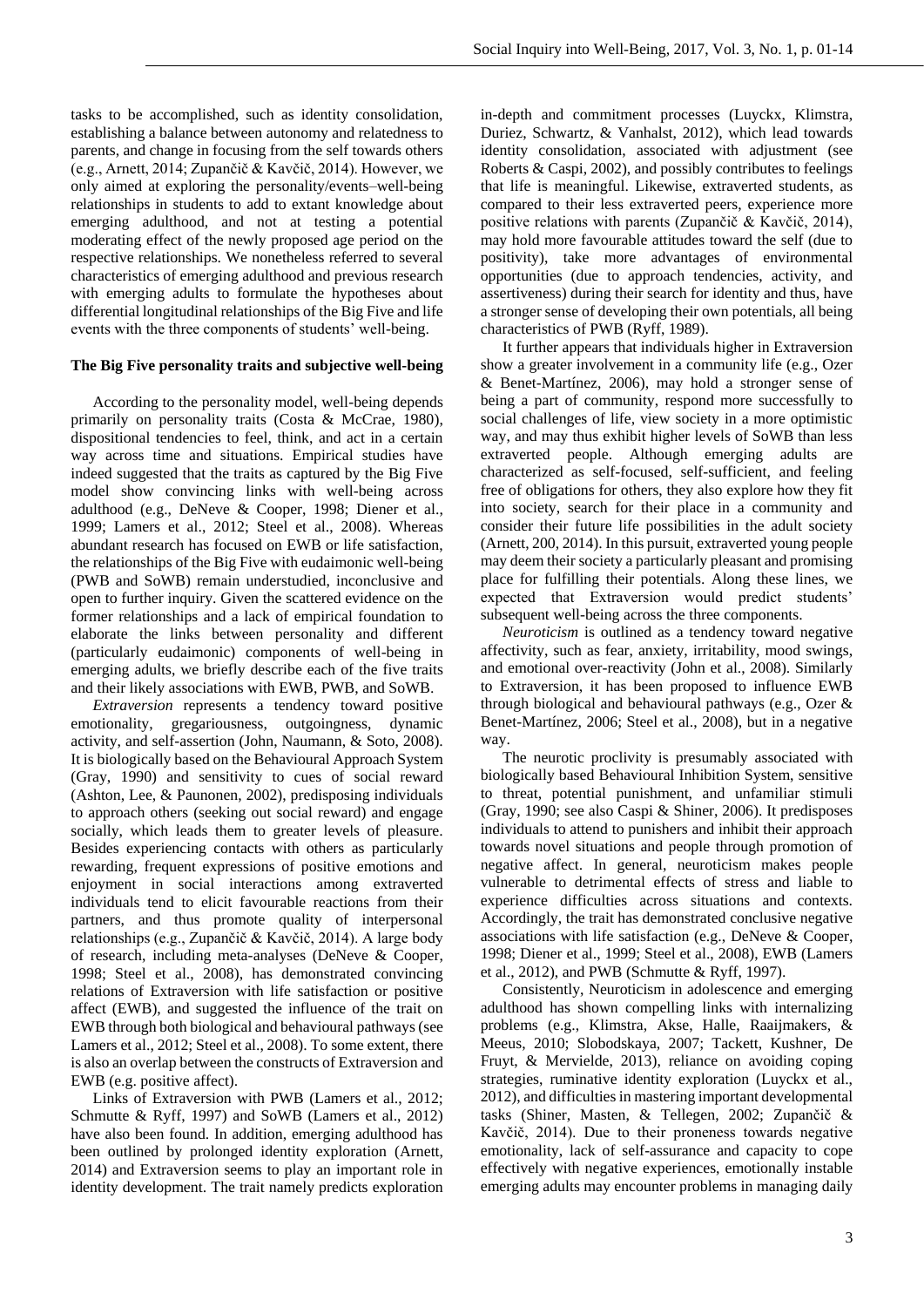tasks to be accomplished, such as identity consolidation, establishing a balance between autonomy and relatedness to parents, and change in focusing from the self towards others (e.g., Arnett, 2014; Zupančič & Kavčič, 2014). However, we only aimed at exploring the personality/events–well-being relationships in students to add to extant knowledge about emerging adulthood, and not at testing a potential moderating effect of the newly proposed age period on the respective relationships. We nonetheless referred to several characteristics of emerging adulthood and previous research with emerging adults to formulate the hypotheses about differential longitudinal relationships of the Big Five and life events with the three components of students' well-being.

### The Big Five personality traits and subjective well-being

According to the personality model, well-being depends primarily on personality traits (Costa & McCrae, 1980), dispositional tendencies to feel, think, and act in a certain way across time and situations. Empirical studies have indeed suggested that the traits as captured by the Big Five model show convincing links with well-being across adulthood (e.g., DeNeve & Cooper, 1998; Diener et al., 1999; Lamers et al., 2012; Steel et al., 2008). Whereas abundant research has focused on EWB or life satisfaction, the relationships of the Big Five with eudaimonic well-being (PWB and SoWB) remain understudied, inconclusive and open to further inquiry. Given the scattered evidence on the former relationships and a lack of empirical foundation to elaborate the links between personality and different (particularly eudaimonic) components of well-being in emerging adults, we briefly describe each of the five traits and their likely associations with EWB, PWB, and SoWB.

*Extraversion* represents a tendency toward positive emotionality, gregariousness, outgoingness, dynamic activity, and self-assertion (John, Naumann, & Soto, 2008). It is biologically based on the Behavioural Approach System (Gray, 1990) and sensitivity to cues of social reward (Ashton, Lee, & Paunonen, 2002), predisposing individuals to approach others (seeking out social reward) and engage socially, which leads them to greater levels of pleasure. Besides experiencing contacts with others as particularly rewarding, frequent expressions of positive emotions and enjoyment in social interactions among extraverted individuals tend to elicit favourable reactions from their partners, and thus promote quality of interpersonal relationships (e.g., Zupančič & Kavčič, 2014). A large body of research, including meta-analyses (DeNeve & Cooper, 1998; Steel et al., 2008), has demonstrated convincing relations of Extraversion with life satisfaction or positive affect (EWB), and suggested the influence of the trait on EWB through both biological and behavioural pathways (see Lamers et al., 2012; Steel et al., 2008). To some extent, there is also an overlap between the constructs of Extraversion and EWB (e.g. positive affect).

Links of Extraversion with PWB (Lamers et al., 2012; Schmutte & Ryff, 1997) and SoWB (Lamers et al., 2012) have also been found. In addition, emerging adulthood has been outlined by prolonged identity exploration (Arnett, 2014) and Extraversion seems to play an important role in identity development. The trait namely predicts exploration in-depth and commitment processes (Luyckx, Klimstra, Duriez, Schwartz, & Vanhalst, 2012), which lead towards identity consolidation, associated with adjustment (see Roberts & Caspi, 2002), and possibly contributes to feelings that life is meaningful. Likewise, extraverted students, as compared to their less extraverted peers, experience more positive relations with parents (Zupančič & Kavčič, 2014), may hold more favourable attitudes toward the self (due to positivity), take more advantages of environmental opportunities (due to approach tendencies, activity, and assertiveness) during their search for identity and thus, have a stronger sense of developing their own potentials, all being characteristics of PWB (Ryff, 1989).

It further appears that individuals higher in Extraversion show a greater involvement in a community life (e.g., Ozer & Benet-Martínez, 2006), may hold a stronger sense of being a part of community, respond more successfully to social challenges of life, view society in a more optimistic way, and may thus exhibit higher levels of SoWB than less extraverted people. Although emerging adults are characterized as self-focused, self-sufficient, and feeling free of obligations for others, they also explore how they fit into society, search for their place in a community and consider their future life possibilities in the adult society (Arnett, 200, 2014). In this pursuit, extraverted young people may deem their society a particularly pleasant and promising place for fulfilling their potentials. Along these lines, we expected that Extraversion would predict students' subsequent well-being across the three components.

*Neuroticism* is outlined as a tendency toward negative affectivity, such as fear, anxiety, irritability, mood swings, and emotional over-reactivity (John et al., 2008). Similarly to Extraversion, it has been proposed to influence EWB through biological and behavioural pathways (e.g., Ozer & Benet-Martínez, 2006; Steel et al., 2008), but in a negative way.

The neurotic proclivity is presumably associated with biologically based Behavioural Inhibition System, sensitive to threat, potential punishment, and unfamiliar stimuli (Gray, 1990; see also Caspi & Shiner, 2006). It predisposes individuals to attend to punishers and inhibit their approach towards novel situations and people through promotion of negative affect. In general, neuroticism makes people vulnerable to detrimental effects of stress and liable to experience difficulties across situations and contexts. Accordingly, the trait has demonstrated conclusive negative associations with life satisfaction (e.g., DeNeve & Cooper, 1998; Diener et al., 1999; Steel et al., 2008), EWB (Lamers et al., 2012), and PWB (Schmutte & Ryff, 1997).

Consistently, Neuroticism in adolescence and emerging adulthood has shown compelling links with internalizing problems (e.g., Klimstra, Akse, Halle, Raaijmakers, & Meeus, 2010; Slobodskaya, 2007; Tackett, Kushner, De Fruyt, & Mervielde, 2013), reliance on avoiding coping strategies, ruminative identity exploration (Luyckx et al., 2012), and difficulties in mastering important developmental tasks (Shiner, Masten, & Tellegen, 2002; Zupančič & Kavčič, 2014). Due to their proneness towards negative emotionality, lack of self-assurance and capacity to cope effectively with negative experiences, emotionally instable emerging adults may encounter problems in managing daily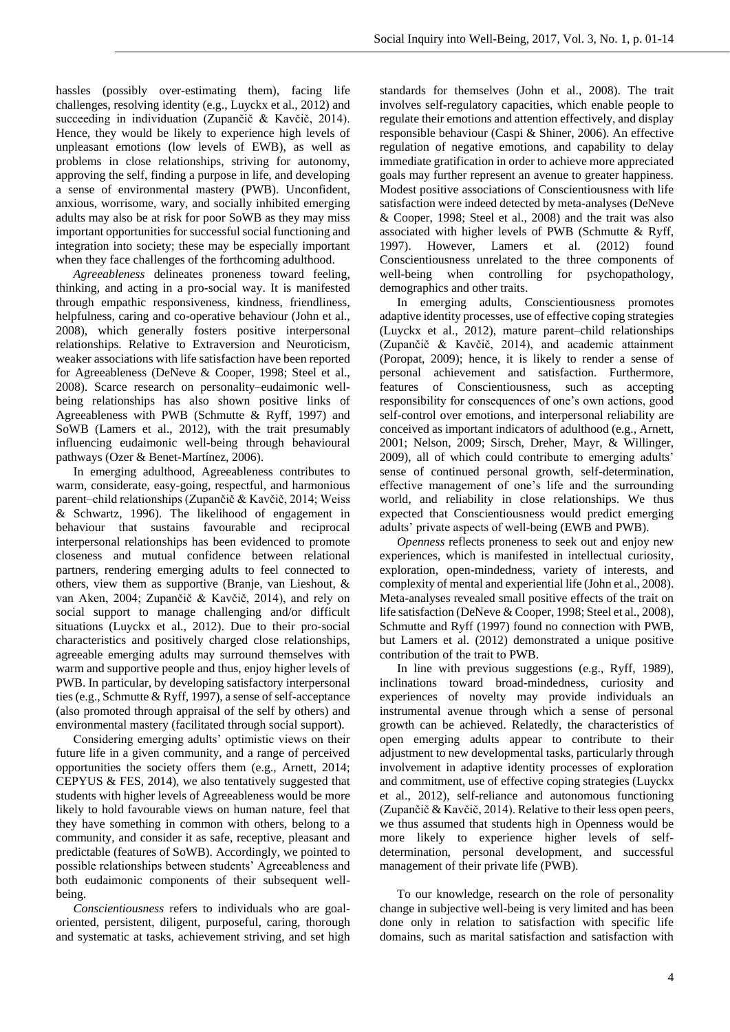hassles (possibly over-estimating them), facing life challenges, resolving identity (e.g., Luyckx et al., 2012) and succeeding in individuation (Zupančič & Kavčič, 2014). Hence, they would be likely to experience high levels of unpleasant emotions (low levels of EWB), as well as problems in close relationships, striving for autonomy, approving the self, finding a purpose in life, and developing a sense of environmental mastery (PWB). Unconfident, anxious, worrisome, wary, and socially inhibited emerging adults may also be at risk for poor SoWB as they may miss important opportunities for successful social functioning and integration into society; these may be especially important when they face challenges of the forthcoming adulthood.

*Agreeableness* delineates proneness toward feeling, thinking, and acting in a pro-social way. It is manifested through empathic responsiveness, kindness, friendliness, helpfulness, caring and co-operative behaviour (John et al., 2008), which generally fosters positive interpersonal relationships. Relative to Extraversion and Neuroticism, weaker associations with life satisfaction have been reported for Agreeableness (DeNeve & Cooper, 1998; Steel et al., 2008). Scarce research on personality–eudaimonic well-being relationships has also shown positive links of Agreeableness with PWB (Schmutte & Ryff, 1997) and SoWB (Lamers et al., 2012), with the trait presumably influencing eudaimonic well-being through behavioural pathways (Ozer & Benet-Martínez, 2006).

In emerging adulthood, Agreeableness contributes to warm, considerate, easy-going, respectful, and harmonious parent–child relationships (Zupančič & Kavčič, 2014; Weiss & Schwartz, 1996). The likelihood of engagement in behaviour that sustains favourable and reciprocal interpersonal relationships has been evidenced to promote closeness and mutual confidence between relational partners, rendering emerging adults to feel connected to others, view them as supportive (Branje, van Lieshout, & van Aken, 2004; Zupančič & Kavčič, 2014), and rely on social support to manage challenging and/or difficult situations (Luyckx et al., 2012). Due to their pro-social characteristics and positively charged close relationships, agreeable emerging adults may surround themselves with warm and supportive people and thus, enjoy higher levels of PWB. In particular, by developing satisfactory interpersonal ties (e.g., Schmutte & Ryff, 1997), a sense of self-acceptance (also promoted through appraisal of the self by others) and environmental mastery (facilitated through social support).

Considering emerging adults' optimistic views on their future life in a given community, and a range of perceived opportunities the society offers them (e.g., Arnett, 2014; CEPYUS & FES, 2014), we also tentatively suggested that students with higher levels of Agreeableness would be more likely to hold favourable views on human nature, feel that they have something in common with others, belong to a community, and consider it as safe, receptive, pleasant and predictable (features of SoWB). Accordingly, we pointed to possible relationships between students' Agreeableness and both eudaimonic components of their subsequent well-being.

*Conscientiousness* refers to individuals who are goal-oriented, persistent, diligent, purposeful, caring, thorough and systematic at tasks, achievement striving, and set high standards for themselves (John et al., 2008). The trait involves self-regulatory capacities, which enable people to regulate their emotions and attention effectively, and display responsible behaviour (Caspi & Shiner, 2006). An effective regulation of negative emotions, and capability to delay immediate gratification in order to achieve more appreciated goals may further represent an avenue to greater happiness. Modest positive associations of Conscientiousness with life satisfaction were indeed detected by meta-analyses (DeNeve & Cooper, 1998; Steel et al., 2008) and the trait was also associated with higher levels of PWB (Schmutte & Ryff, 1997). However, Lamers et al. (2012) found Conscientiousness unrelated to the three components of well-being when controlling for psychopathology, demographics and other traits.

In emerging adults, Conscientiousness promotes adaptive identity processes, use of effective coping strategies (Luyckx et al., 2012), mature parent–child relationships (Zupančič & Kavčič, 2014), and academic attainment (Poropat, 2009); hence, it is likely to render a sense of personal achievement and satisfaction. Furthermore, features of Conscientiousness, such as accepting responsibility for consequences of one's own actions, good self-control over emotions, and interpersonal reliability are conceived as important indicators of adulthood (e.g., Arnett, 2001; Nelson, 2009; Sirsch, Dreher, Mayr, & Willinger, 2009), all of which could contribute to emerging adults' sense of continued personal growth, self-determination, effective management of one's life and the surrounding world, and reliability in close relationships. We thus expected that Conscientiousness would predict emerging adults' private aspects of well-being (EWB and PWB).

*Openness* reflects proneness to seek out and enjoy new experiences, which is manifested in intellectual curiosity, exploration, open-mindedness, variety of interests, and complexity of mental and experiential life (John et al., 2008). Meta-analyses revealed small positive effects of the trait on life satisfaction (DeNeve & Cooper, 1998; Steel et al., 2008), Schmutte and Ryff (1997) found no connection with PWB, but Lamers et al. (2012) demonstrated a unique positive contribution of the trait to PWB.

In line with previous suggestions (e.g., Ryff, 1989), inclinations toward broad-mindedness, curiosity and experiences of novelty may provide individuals an instrumental avenue through which a sense of personal growth can be achieved. Relatedly, the characteristics of open emerging adults appear to contribute to their adjustment to new developmental tasks, particularly through involvement in adaptive identity processes of exploration and commitment, use of effective coping strategies (Luyckx et al., 2012), self-reliance and autonomous functioning (Zupančič & Kavčič, 2014). Relative to their less open peers, we thus assumed that students high in Openness would be more likely to experience higher levels of self-determination, personal development, and successful management of their private life (PWB).

To our knowledge, research on the role of personality change in subjective well-being is very limited and has been done only in relation to satisfaction with specific life domains, such as marital satisfaction and satisfaction with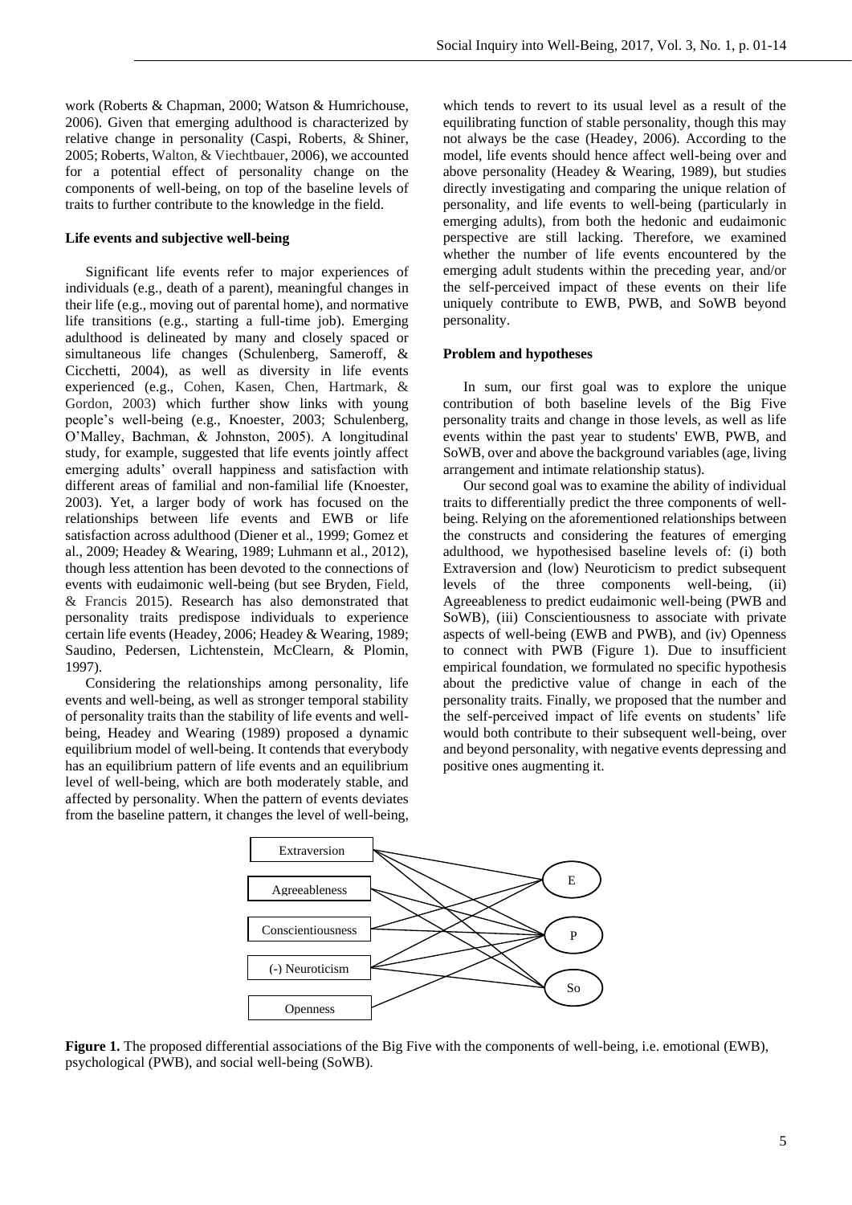work (Roberts & Chapman, 2000; Watson & Humrichouse, 2006). Given that emerging adulthood is characterized by relative change in personality (Caspi, Roberts, & Shiner, 2005; Roberts, Walton, & Viechtbauer, 2006), we accounted for a potential effect of personality change on the components of well-being, on top of the baseline levels of traits to further contribute to the knowledge in the field.

**Life events and subjective well-being**

Significant life events refer to major experiences of individuals (e.g., death of a parent), meaningful changes in their life (e.g., moving out of parental home), and normative life transitions (e.g., starting a full-time job). Emerging adulthood is delineated by many and closely spaced or simultaneous life changes (Schulenberg, Sameroff, & Cicchetti, 2004), as well as diversity in life events experienced (e.g., Cohen, Kasen, Chen, Hartmark, & Gordon, 2003) which further show links with young people's well-being (e.g., Knoester, 2003; Schulenberg, O'Malley, Bachman, & Johnston, 2005). A longitudinal study, for example, suggested that life events jointly affect emerging adults' overall happiness and satisfaction with different areas of familial and non-familial life (Knoester, 2003). Yet, a larger body of work has focused on the relationships between life events and EWB or life satisfaction across adulthood (Diener et al., 1999; Gomez et al., 2009; Headey & Wearing, 1989; Luhmann et al., 2012), though less attention has been devoted to the connections of events with eudaimonic well-being (but see Bryden, Field, & Francis 2015). Research has also demonstrated that personality traits predispose individuals to experience certain life events (Headey, 2006; Headey & Wearing, 1989; Saudino, Pedersen, Lichtenstein, McClearn, & Plomin, 1997).

Considering the relationships among personality, life events and well-being, as well as stronger temporal stability of personality traits than the stability of life events and well-being, Headey and Wearing (1989) proposed a dynamic equilibrium model of well-being. It contends that everybody has an equilibrium pattern of life events and an equilibrium level of well-being, which are both moderately stable, and affected by personality. When the pattern of events deviates from the baseline pattern, it changes the level of well-being, which tends to revert to its usual level as a result of the equilibrating function of stable personality, though this may not always be the case (Headey, 2006). According to the model, life events should hence affect well-being over and above personality (Headey & Wearing, 1989), but studies directly investigating and comparing the unique relation of personality, and life events to well-being (particularly in emerging adults), from both the hedonic and eudaimonic perspective are still lacking. Therefore, we examined whether the number of life events encountered by the emerging adult students within the preceding year, and/or the self-perceived impact of these events on their life uniquely contribute to EWB, PWB, and SoWB beyond personality.

**Problem and hypotheses**

In sum, our first goal was to explore the unique contribution of both baseline levels of the Big Five personality traits and change in those levels, as well as life events within the past year to students' EWB, PWB, and SoWB, over and above the background variables (age, living arrangement and intimate relationship status).

Our second goal was to examine the ability of individual traits to differentially predict the three components of well-being. Relying on the aforementioned relationships between the constructs and considering the features of emerging adulthood, we hypothesised baseline levels of: (i) both Extraversion and (low) Neuroticism to predict subsequent levels of the three components well-being, (ii) Agreeableness to predict eudaimonic well-being (PWB and SoWB), (iii) Conscientiousness to associate with private aspects of well-being (EWB and PWB), and (iv) Openness to connect with PWB (Figure 1). Due to insufficient empirical foundation, we formulated no specific hypothesis about the predictive value of change in each of the personality traits. Finally, we proposed that the number and the self-perceived impact of life events on students' life would both contribute to their subsequent well-being, over and beyond personality, with negative events depressing and positive ones augmenting it.

**Figure 1.** The proposed differential associations of the Big Five with the components of well-being, i.e. emotional (EWB), psychological (PWB), and social well-being (SoWB).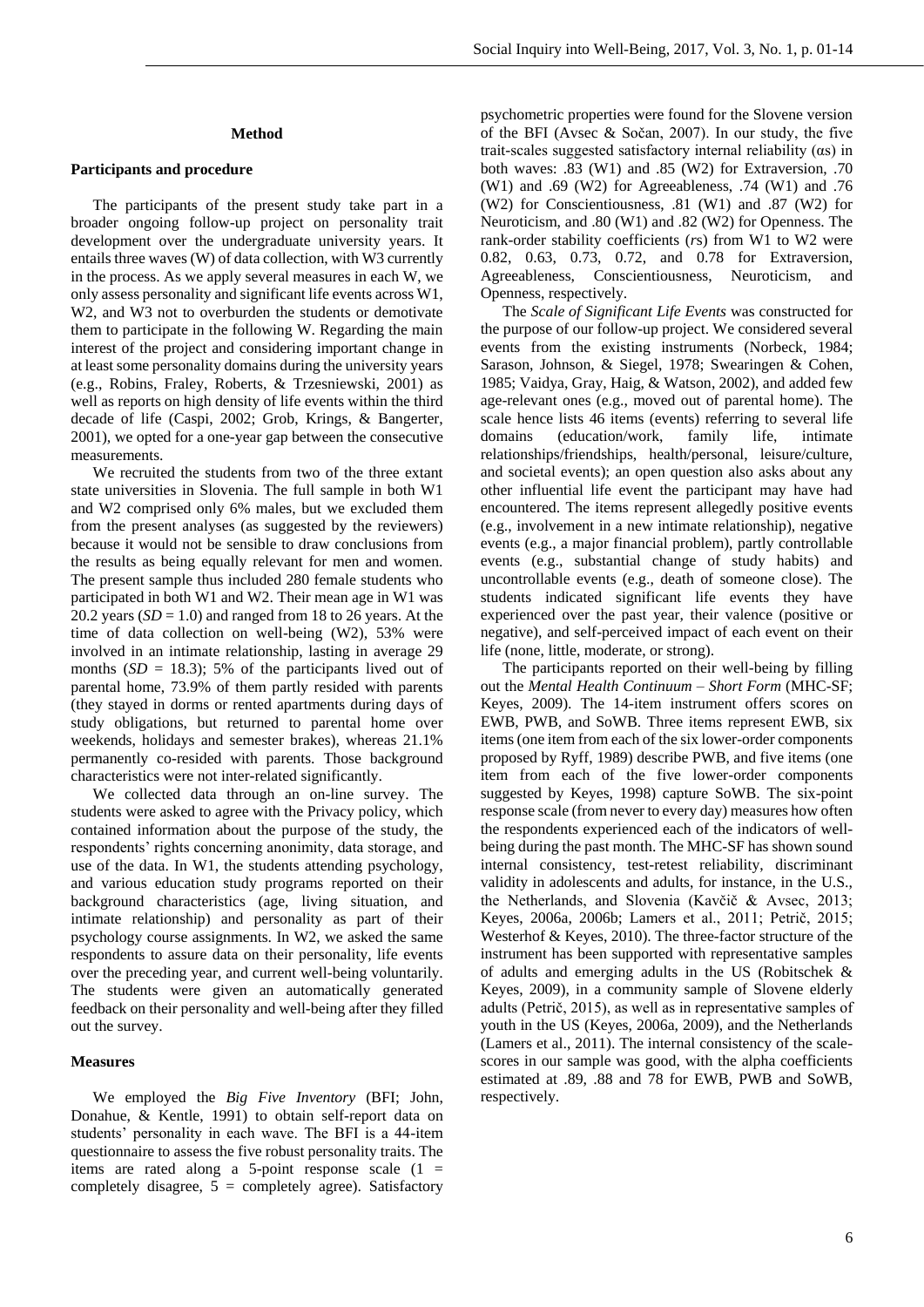## Method

### Participants and procedure

The participants of the present study take part in a broader ongoing follow-up project on personality trait development over the undergraduate university years. It entails three waves (W) of data collection, with W3 currently in the process. As we apply several measures in each W, we only assess personality and significant life events across W1, W2, and W3 not to overburden the students or demotivate them to participate in the following W. Regarding the main interest of the project and considering important change in at least some personality domains during the university years (e.g., Robins, Fraley, Roberts, & Trzesniewski, 2001) as well as reports on high density of life events within the third decade of life (Caspi, 2002; Grob, Krings, & Bangerter, 2001), we opted for a one-year gap between the consecutive measurements.

We recruited the students from two of the three extant state universities in Slovenia. The full sample in both W1 and W2 comprised only 6% males, but we excluded them from the present analyses (as suggested by the reviewers) because it would not be sensible to draw conclusions from the results as being equally relevant for men and women. The present sample thus included 280 female students who participated in both W1 and W2. Their mean age in W1 was 20.2 years ($SD$ = 1.0) and ranged from 18 to 26 years. At the time of data collection on well-being (W2), 53% were involved in an intimate relationship, lasting in average 29 months ($SD$ = 18.3); 5% of the participants lived out of parental home, 73.9% of them partly resided with parents (they stayed in dorms or rented apartments during days of study obligations, but returned to parental home over weekends, holidays and semester brakes), whereas 21.1% permanently co-resided with parents. Those background characteristics were not inter-related significantly.

We collected data through an on-line survey. The students were asked to agree with the Privacy policy, which contained information about the purpose of the study, the respondents' rights concerning anonimity, data storage, and use of the data. In W1, the students attending psychology, and various education study programs reported on their background characteristics (age, living situation, and intimate relationship) and personality as part of their psychology course assignments. In W2, we asked the same respondents to assure data on their personality, life events over the preceding year, and current well-being voluntarily. The students were given an automatically generated feedback on their personality and well-being after they filled out the survey.

### Measures

We employed the *Big Five Inventory* (BFI; John, Donahue, & Kentle, 1991) to obtain self-report data on students' personality in each wave. The BFI is a 44-item questionnaire to assess the five robust personality traits. The items are rated along a 5-point response scale (1 = completely disagree, 5 = completely agree). Satisfactory psychometric properties were found for the Slovene version of the BFI (Avsec & Sočan, 2007). In our study, the five trait-scales suggested satisfactory internal reliability (αs) in both waves: .83 (W1) and .85 (W2) for Extraversion, .70 (W1) and .69 (W2) for Agreeableness, .74 (W1) and .76 (W2) for Conscientiousness, .81 (W1) and .87 (W2) for Neuroticism, and .80 (W1) and .82 (W2) for Openness. The rank-order stability coefficients ($r$s) from W1 to W2 were 0.82, 0.63, 0.73, 0.72, and 0.78 for Extraversion, Agreeableness, Conscientiousness, Neuroticism, and Openness, respectively.

The *Scale of Significant Life Events* was constructed for the purpose of our follow-up project. We considered several events from the existing instruments (Norbeck, 1984; Sarason, Johnson, & Siegel, 1978; Swearingen & Cohen, 1985; Vaidya, Gray, Haig, & Watson, 2002), and added few age-relevant ones (e.g., moved out of parental home). The scale hence lists 46 items (events) referring to several life domains (education/work, family life, intimate relationships/friendships, health/personal, leisure/culture, and societal events); an open question also asks about any other influential life event the participant may have had encountered. The items represent allegedly positive events (e.g., involvement in a new intimate relationship), negative events (e.g., a major financial problem), partly controllable events (e.g., substantial change of study habits) and uncontrollable events (e.g., death of someone close). The students indicated significant life events they have experienced over the past year, their valence (positive or negative), and self-perceived impact of each event on their life (none, little, moderate, or strong).

The participants reported on their well-being by filling out the *Mental Health Continuum – Short Form* (MHC-SF; Keyes, 2009). The 14-item instrument offers scores on EWB, PWB, and SoWB. Three items represent EWB, six items (one item from each of the six lower-order components proposed by Ryff, 1989) describe PWB, and five items (one item from each of the five lower-order components suggested by Keyes, 1998) capture SoWB. The six-point response scale (from never to every day) measures how often the respondents experienced each of the indicators of well-being during the past month. The MHC-SF has shown sound internal consistency, test-retest reliability, discriminant validity in adolescents and adults, for instance, in the U.S., the Netherlands, and Slovenia (Kavčič & Avsec, 2013; Keyes, 2006a, 2006b; Lamers et al., 2011; Petrič, 2015; Westerhof & Keyes, 2010). The three-factor structure of the instrument has been supported with representative samples of adults and emerging adults in the US (Robitschek & Keyes, 2009), in a community sample of Slovene elderly adults (Petrič, 2015), as well as in representative samples of youth in the US (Keyes, 2006a, 2009), and the Netherlands (Lamers et al., 2011). The internal consistency of the scale-scores in our sample was good, with the alpha coefficients estimated at .89, .88 and 78 for EWB, PWB and SoWB, respectively.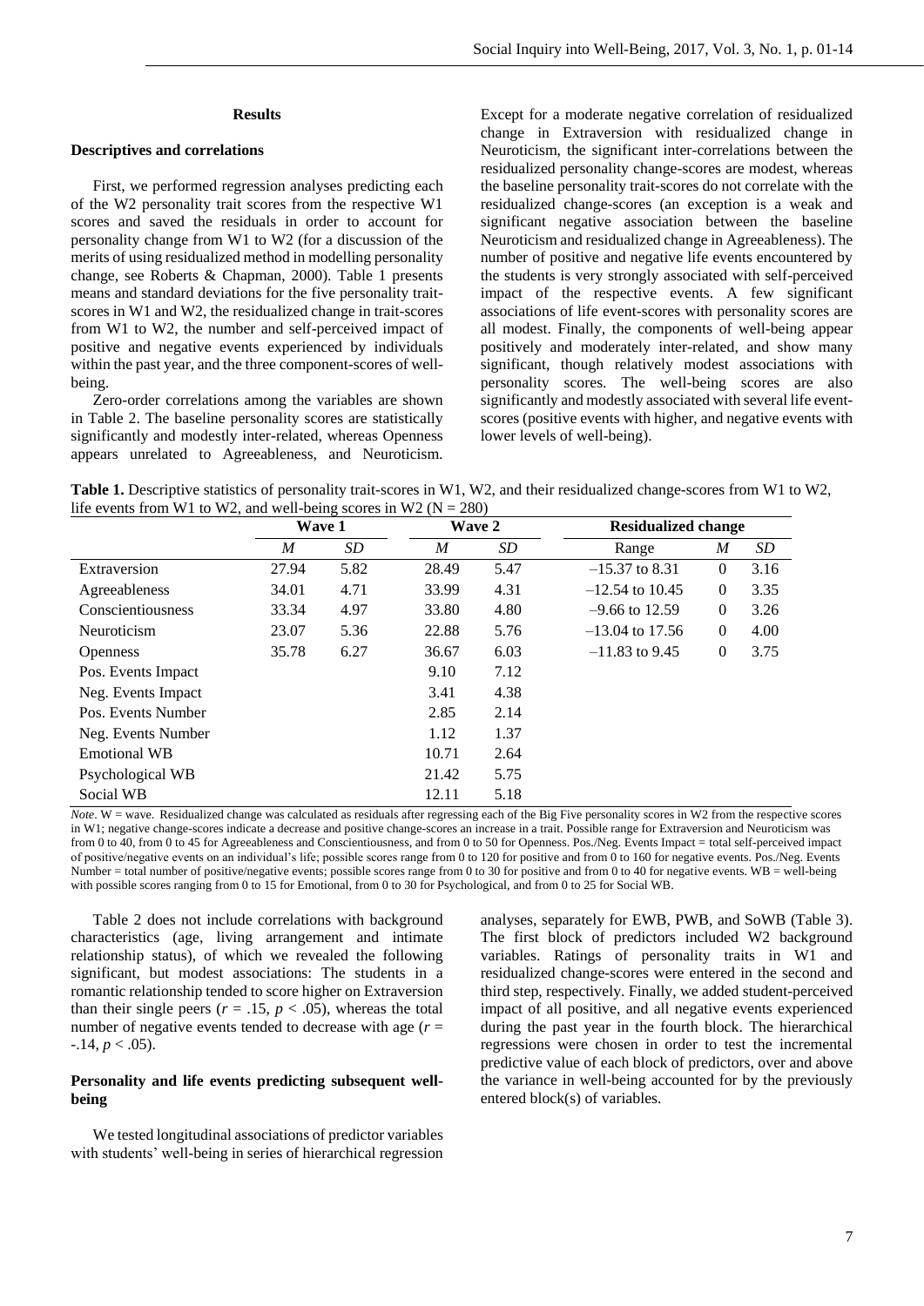## Results

### Descriptives and correlations

First, we performed regression analyses predicting each of the W2 personality trait scores from the respective W1 scores and saved the residuals in order to account for personality change from W1 to W2 (for a discussion of the merits of using residualized method in modelling personality change, see Roberts & Chapman, 2000). Table 1 presents means and standard deviations for the five personality trait-scores in W1 and W2, the residualized change in trait-scores from W1 to W2, the number and self-perceived impact of positive and negative events experienced by individuals within the past year, and the three component-scores of well-being.

Zero-order correlations among the variables are shown in Table 2. The baseline personality scores are statistically significantly and modestly inter-related, whereas Openness appears unrelated to Agreeableness, and Neuroticism. Except for a moderate negative correlation of residualized change in Extraversion with residualized change in Neuroticism, the significant inter-correlations between the residualized personality change-scores are modest, whereas the baseline personality trait-scores do not correlate with the residualized change-scores (an exception is a weak and significant negative association between the baseline Neuroticism and residualized change in Agreeableness). The number of positive and negative life events encountered by the students is very strongly associated with self-perceived impact of the respective events. A few significant associations of life event-scores with personality scores are all modest. Finally, the components of well-being appear positively and moderately inter-related, and show many significant, though relatively modest associations with personality scores. The well-being scores are also significantly and modestly associated with several life event-scores (positive events with higher, and negative events with lower levels of well-being).

**Table 1.** Descriptive statistics of personality trait-scores in W1, W2, and their residualized change-scores from W1 to W2, life events from W1 to W2, and well-being scores in W2 (N = 280)

| | Wave 1 | | Wave 2 | | Residualized change | | |
|---|---|---|---|---|---|---|---|
| | *M* | *SD* | *M* | *SD* | Range | *M* | *SD* |
| Extraversion | 27.94 | 5.82 | 28.49 | 5.47 | –15.37 to 8.31 | 0 | 3.16 |
| Agreeableness | 34.01 | 4.71 | 33.99 | 4.31 | –12.54 to 10.45 | 0 | 3.35 |
| Conscientiousness | 33.34 | 4.97 | 33.80 | 4.80 | –9.66 to 12.59 | 0 | 3.26 |
| Neuroticism | 23.07 | 5.36 | 22.88 | 5.76 | –13.04 to 17.56 | 0 | 4.00 |
| Openness | 35.78 | 6.27 | 36.67 | 6.03 | –11.83 to 9.45 | 0 | 3.75 |
| Pos. Events Impact | | | 9.10 | 7.12 | | | |
| Neg. Events Impact | | | 3.41 | 4.38 | | | |
| Pos. Events Number | | | 2.85 | 2.14 | | | |
| Neg. Events Number | | | 1.12 | 1.37 | | | |
| Emotional WB | | | 10.71 | 2.64 | | | |
| Psychological WB | | | 21.42 | 5.75 | | | |
| Social WB | | | 12.11 | 5.18 | | | |

*Note*. W = wave. Residualized change was calculated as residuals after regressing each of the Big Five personality scores in W2 from the respective scores in W1; negative change-scores indicate a decrease and positive change-scores an increase in a trait. Possible range for Extraversion and Neuroticism was from 0 to 40, from 0 to 45 for Agreeableness and Conscientiousness, and from 0 to 50 for Openness. Pos./Neg. Events Impact = total self-perceived impact of positive/negative events on an individual's life; possible scores range from 0 to 120 for positive and from 0 to 160 for negative events. Pos./Neg. Events Number = total number of positive/negative events; possible scores range from 0 to 30 for positive and from 0 to 40 for negative events. WB = well-being with possible scores ranging from 0 to 15 for Emotional, from 0 to 30 for Psychological, and from 0 to 25 for Social WB.

Table 2 does not include correlations with background characteristics (age, living arrangement and intimate relationship status), of which we revealed the following significant, but modest associations: The students in a romantic relationship tended to score higher on Extraversion than their single peers ($r = .15$, $p < .05$), whereas the total number of negative events tended to decrease with age ($r = -.14$, $p < .05$).

### Personality and life events predicting subsequent well-being

We tested longitudinal associations of predictor variables with students' well-being in series of hierarchical regression analyses, separately for EWB, PWB, and SoWB (Table 3). The first block of predictors included W2 background variables. Ratings of personality traits in W1 and residualized change-scores were entered in the second and third step, respectively. Finally, we added student-perceived impact of all positive, and all negative events experienced during the past year in the fourth block. The hierarchical regressions were chosen in order to test the incremental predictive value of each block of predictors, over and above the variance in well-being accounted for by the previously entered block(s) of variables.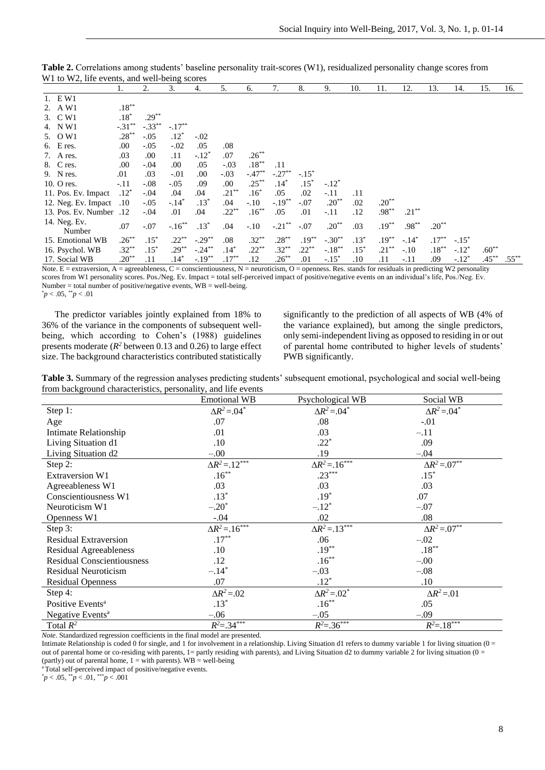**Table 2.** Correlations among students' baseline personality trait-scores (W1), residualized personality change scores from W1 to W2, life events, and well-being scores

| | 1. | 2. | 3. | 4. | 5. | 6. | 7. | 8. | 9. | 10. | 11. | 12. | 13. | 14. | 15. | 16. |
|---|---|---|---|---|---|---|---|---|---|---|---|---|---|---|---|---|
| 1. E W1 | | | | | | | | | | | | | | | | |
| 2. A W1 | .18** | | | | | | | | | | | | | | | |
| 3. C W1 | .18* | .29** | | | | | | | | | | | | | | |
| 4. N W1 | -.31** | -.33** | -.17** | | | | | | | | | | | | | |
| 5. O W1 | .28** | -.05 | .12* | -.02 | | | | | | | | | | | | |
| 6. E res. | .00 | -.05 | -.02 | .05 | .08 | | | | | | | | | | | |
| 7. A res. | .03 | .00 | .11 | -.12* | .07 | .26** | | | | | | | | | | |
| 8. C res. | .00 | -.04 | .00 | .05 | -.03 | .18** | .11 | | | | | | | | | |
| 9. N res. | .01 | .03 | -.01 | .00 | -.03 | -.47** | -.27** | -.15* | | | | | | | | |
| 10. O res. | -.11 | -.08 | -.05 | .09 | .00 | .25** | .14* | .15* | -.12* | | | | | | | |
| 11. Pos. Ev. Impact | .12* | -.04 | .04 | .04 | .21** | .16* | .05 | .02 | -.11 | .11 | | | | | | |
| 12. Neg. Ev. Impact | .10 | -.05 | -.14* | .13* | .04 | -.10 | -.19** | -.07 | .20** | .02 | .20** | | | | | |
| 13. Pos. Ev. Number | .12 | -.04 | .01 | .04 | .22** | .16** | .05 | .01 | -.11 | .12 | .98** | .21** | | | | |
| 14. Neg. Ev. Number | .07 | -.07 | -.16** | .13* | .04 | -.10 | -.21** | -.07 | .20** | .03 | .19** | .98** | .20** | | | |
| 15. Emotional WB | .26** | .15* | .22** | -.29** | .08 | .32** | .28** | .19** | -.30** | .13* | .19** | -.14* | .17** | -.15* | | |
| 16. Psychol. WB | .32** | .15* | .29** | -.24** | .14* | .22** | .32** | .22** | -.18** | .15* | .21** | -.10 | .18** | -.12* | .60** | |
| 17. Social WB | .20** | .11 | .14* | -.19** | .17** | .12 | .26** | .01 | -.15* | .10 | .11 | -.11 | .09 | -.12* | .45** | .55** |

Note. E = extraversion, A = agreeableness, C = conscientiousness, N = neuroticism, O = openness. Res. stands for residuals in predicting W2 personality scores from W1 personality scores. Pos./Neg. Ev. Impact = total self-perceived impact of positive/negative events on an individual's life, Pos./Neg. Ev. Number = total number of positive/negative events, WB = well-being.
*$p < .05$, **$p < .01$

The predictor variables jointly explained from 18% to 36% of the variance in the components of subsequent well-being, which according to Cohen's (1988) guidelines presents moderate ($R^2$ between 0.13 and 0.26) to large effect size. The background characteristics contributed statistically significantly to the prediction of all aspects of WB (4% of the variance explained), but among the single predictors, only semi-independent living as opposed to residing in or out of parental home contributed to higher levels of students' PWB significantly.

**Table 3.** Summary of the regression analyses predicting students' subsequent emotional, psychological and social well-being from background characteristics, personality, and life events

| | Emotional WB | Psychological WB | Social WB |
|---|---|---|---|
| Step 1: | $\Delta R^2 = .04^*$ | $\Delta R^2 = .04^*$ | $\Delta R^2 = .04^*$ |
| Age | .07 | .08 | -.01 |
| Intimate Relationship | .01 | .03 | –.11 |
| Living Situation d1 | .10 | .22* | .09 |
| Living Situation d2 | –.00 | .19 | –.04 |
| Step 2: | $\Delta R^2 = .12^{***}$ | $\Delta R^2 = .16^{***}$ | $\Delta R^2 = .07^{**}$ |
| Extraversion W1 | .16** | .23*** | .15* |
| Agreeableness W1 | .03 | .03 | .03 |
| Conscientiousness W1 | .13* | .19* | .07 |
| Neuroticism W1 | –.20* | –.12* | –.07 |
| Openness W1 | -.04 | .02 | .08 |
| Step 3: | $\Delta R^2 = .16^{***}$ | $\Delta R^2 = .13^{***}$ | $\Delta R^2 = .07^{**}$ |
| Residual Extraversion | .17** | .06 | –.02 |
| Residual Agreeableness | .10 | .19** | .18** |
| Residual Conscientiousness | .12 | .16** | –.00 |
| Residual Neuroticism | –.14* | –.03 | –.08 |
| Residual Openness | .07 | .12* | .10 |
| Step 4: | $\Delta R^2 = .02$ | $\Delta R^2 = .02^*$ | $\Delta R^2 = .01$ |
| Positive Events[a] | .13* | .16** | .05 |
| Negative Events[a] | –.06 | –.05 | –.09 |
| Total $R^2$ | $R^2 = .34^{***}$ | $R^2 = .36^{***}$ | $R^2 = .18^{***}$ |

*Note*. Standardized regression coefficients in the final model are presented.
Intimate Relationship is coded 0 for single, and 1 for involvement in a relationship. Living Situation d1 refers to dummy variable 1 for living situation (0 = out of parental home or co-residing with parents, 1= partly residing with parents), and Living Situation d2 to dummy variable 2 for living situation (0 = (partly) out of parental home, 1 = with parents). WB = well-being
[a] Total self-perceived impact of positive/negative events.
*$p < .05$, **$p < .01$, ***$p < .001$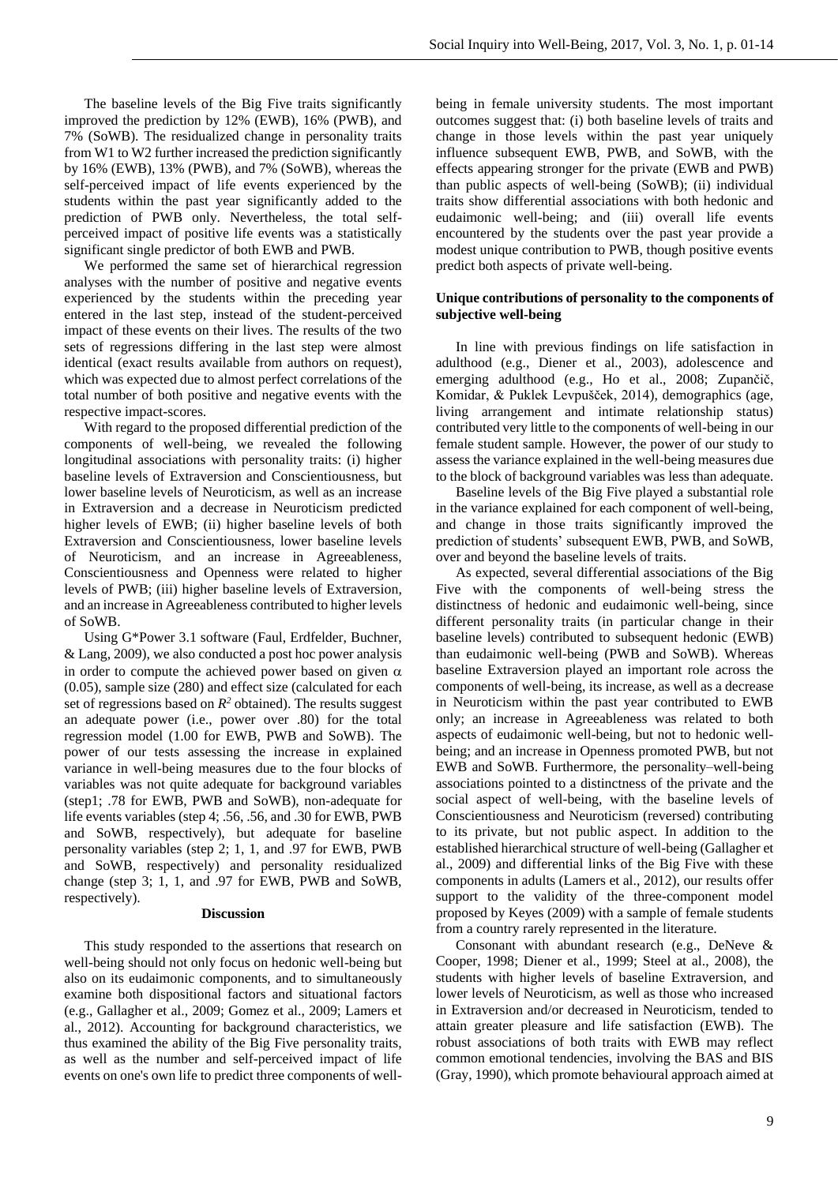The baseline levels of the Big Five traits significantly improved the prediction by 12% (EWB), 16% (PWB), and 7% (SoWB). The residualized change in personality traits from W1 to W2 further increased the prediction significantly by 16% (EWB), 13% (PWB), and 7% (SoWB), whereas the self-perceived impact of life events experienced by the students within the past year significantly added to the prediction of PWB only. Nevertheless, the total self-perceived impact of positive life events was a statistically significant single predictor of both EWB and PWB.

We performed the same set of hierarchical regression analyses with the number of positive and negative events experienced by the students within the preceding year entered in the last step, instead of the student-perceived impact of these events on their lives. The results of the two sets of regressions differing in the last step were almost identical (exact results available from authors on request), which was expected due to almost perfect correlations of the total number of both positive and negative events with the respective impact-scores.

With regard to the proposed differential prediction of the components of well-being, we revealed the following longitudinal associations with personality traits: (i) higher baseline levels of Extraversion and Conscientiousness, but lower baseline levels of Neuroticism, as well as an increase in Extraversion and a decrease in Neuroticism predicted higher levels of EWB; (ii) higher baseline levels of both Extraversion and Conscientiousness, lower baseline levels of Neuroticism, and an increase in Agreeableness, Conscientiousness and Openness were related to higher levels of PWB; (iii) higher baseline levels of Extraversion, and an increase in Agreeableness contributed to higher levels of SoWB.

Using G*Power 3.1 software (Faul, Erdfelder, Buchner, & Lang, 2009), we also conducted a post hoc power analysis in order to compute the achieved power based on given $\alpha$ (0.05), sample size (280) and effect size (calculated for each set of regressions based on $R^2$ obtained). The results suggest an adequate power (i.e., power over .80) for the total regression model (1.00 for EWB, PWB and SoWB). The power of our tests assessing the increase in explained variance in well-being measures due to the four blocks of variables was not quite adequate for background variables (step1; .78 for EWB, PWB and SoWB), non-adequate for life events variables (step 4; .56, .56, and .30 for EWB, PWB and SoWB, respectively), but adequate for baseline personality variables (step 2; 1, 1, and .97 for EWB, PWB and SoWB, respectively) and personality residualized change (step 3; 1, 1, and .97 for EWB, PWB and SoWB, respectively).

## Discussion

This study responded to the assertions that research on well-being should not only focus on hedonic well-being but also on its eudaimonic components, and to simultaneously examine both dispositional factors and situational factors (e.g., Gallagher et al., 2009; Gomez et al., 2009; Lamers et al., 2012). Accounting for background characteristics, we thus examined the ability of the Big Five personality traits, as well as the number and self-perceived impact of life events on one's own life to predict three components of well-being in female university students. The most important outcomes suggest that: (i) both baseline levels of traits and change in those levels within the past year uniquely influence subsequent EWB, PWB, and SoWB, with the effects appearing stronger for the private (EWB and PWB) than public aspects of well-being (SoWB); (ii) individual traits show differential associations with both hedonic and eudaimonic well-being; and (iii) overall life events encountered by the students over the past year provide a modest unique contribution to PWB, though positive events predict both aspects of private well-being.

### Unique contributions of personality to the components of subjective well-being

In line with previous findings on life satisfaction in adulthood (e.g., Diener et al., 2003), adolescence and emerging adulthood (e.g., Ho et al., 2008; Zupančič, Komidar, & Puklek Levpušček, 2014), demographics (age, living arrangement and intimate relationship status) contributed very little to the components of well-being in our female student sample. However, the power of our study to assess the variance explained in the well-being measures due to the block of background variables was less than adequate.

Baseline levels of the Big Five played a substantial role in the variance explained for each component of well-being, and change in those traits significantly improved the prediction of students' subsequent EWB, PWB, and SoWB, over and beyond the baseline levels of traits.

As expected, several differential associations of the Big Five with the components of well-being stress the distinctness of hedonic and eudaimonic well-being, since different personality traits (in particular change in their baseline levels) contributed to subsequent hedonic (EWB) than eudaimonic well-being (PWB and SoWB). Whereas baseline Extraversion played an important role across the components of well-being, its increase, as well as a decrease in Neuroticism within the past year contributed to EWB only; an increase in Agreeableness was related to both aspects of eudaimonic well-being, but not to hedonic well-being; and an increase in Openness promoted PWB, but not EWB and SoWB. Furthermore, the personality–well-being associations pointed to a distinctness of the private and the social aspect of well-being, with the baseline levels of Conscientiousness and Neuroticism (reversed) contributing to its private, but not public aspect. In addition to the established hierarchical structure of well-being (Gallagher et al., 2009) and differential links of the Big Five with these components in adults (Lamers et al., 2012), our results offer support to the validity of the three-component model proposed by Keyes (2009) with a sample of female students from a country rarely represented in the literature.

Consonant with abundant research (e.g., DeNeve & Cooper, 1998; Diener et al., 1999; Steel at al., 2008), the students with higher levels of baseline Extraversion, and lower levels of Neuroticism, as well as those who increased in Extraversion and/or decreased in Neuroticism, tended to attain greater pleasure and life satisfaction (EWB). The robust associations of both traits with EWB may reflect common emotional tendencies, involving the BAS and BIS (Gray, 1990), which promote behavioural approach aimed at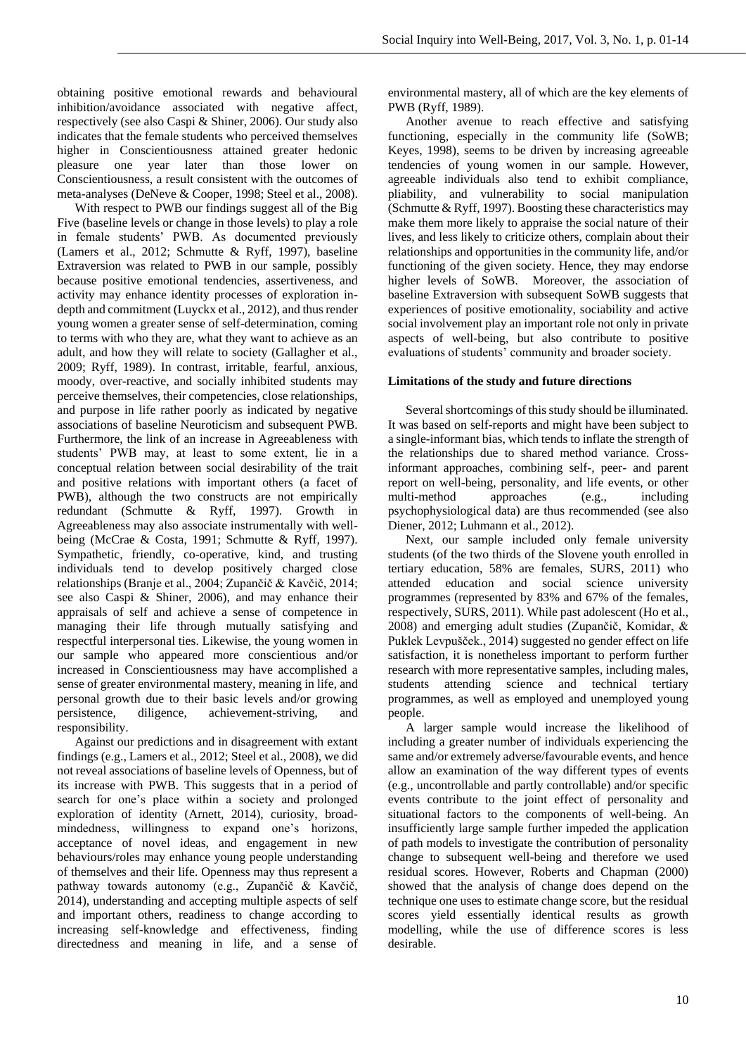obtaining positive emotional rewards and behavioural inhibition/avoidance associated with negative affect, respectively (see also Caspi & Shiner, 2006). Our study also indicates that the female students who perceived themselves higher in Conscientiousness attained greater hedonic pleasure one year later than those lower on Conscientiousness, a result consistent with the outcomes of meta-analyses (DeNeve & Cooper, 1998; Steel et al., 2008).

With respect to PWB our findings suggest all of the Big Five (baseline levels or change in those levels) to play a role in female students' PWB. As documented previously (Lamers et al., 2012; Schmutte & Ryff, 1997), baseline Extraversion was related to PWB in our sample, possibly because positive emotional tendencies, assertiveness, and activity may enhance identity processes of exploration in-depth and commitment (Luyckx et al., 2012), and thus render young women a greater sense of self-determination, coming to terms with who they are, what they want to achieve as an adult, and how they will relate to society (Gallagher et al., 2009; Ryff, 1989). In contrast, irritable, fearful, anxious, moody, over-reactive, and socially inhibited students may perceive themselves, their competencies, close relationships, and purpose in life rather poorly as indicated by negative associations of baseline Neuroticism and subsequent PWB. Furthermore, the link of an increase in Agreeableness with students' PWB may, at least to some extent, lie in a conceptual relation between social desirability of the trait and positive relations with important others (a facet of PWB), although the two constructs are not empirically redundant (Schmutte & Ryff, 1997). Growth in Agreeableness may also associate instrumentally with well-being (McCrae & Costa, 1991; Schmutte & Ryff, 1997). Sympathetic, friendly, co-operative, kind, and trusting individuals tend to develop positively charged close relationships (Branje et al., 2004; Zupančič & Kavčič, 2014; see also Caspi & Shiner, 2006), and may enhance their appraisals of self and achieve a sense of competence in managing their life through mutually satisfying and respectful interpersonal ties. Likewise, the young women in our sample who appeared more conscientious and/or increased in Conscientiousness may have accomplished a sense of greater environmental mastery, meaning in life, and personal growth due to their basic levels and/or growing persistence, diligence, achievement-striving, and responsibility.

Against our predictions and in disagreement with extant findings (e.g., Lamers et al., 2012; Steel et al., 2008), we did not reveal associations of baseline levels of Openness, but of its increase with PWB. This suggests that in a period of search for one's place within a society and prolonged exploration of identity (Arnett, 2014), curiosity, broad-mindedness, willingness to expand one's horizons, acceptance of novel ideas, and engagement in new behaviours/roles may enhance young people understanding of themselves and their life. Openness may thus represent a pathway towards autonomy (e.g., Zupančič & Kavčič, 2014), understanding and accepting multiple aspects of self and important others, readiness to change according to increasing self-knowledge and effectiveness, finding directedness and meaning in life, and a sense of environmental mastery, all of which are the key elements of PWB (Ryff, 1989).

Another avenue to reach effective and satisfying functioning, especially in the community life (SoWB; Keyes, 1998), seems to be driven by increasing agreeable tendencies of young women in our sample. However, agreeable individuals also tend to exhibit compliance, pliability, and vulnerability to social manipulation (Schmutte & Ryff, 1997). Boosting these characteristics may make them more likely to appraise the social nature of their lives, and less likely to criticize others, complain about their relationships and opportunities in the community life, and/or functioning of the given society. Hence, they may endorse higher levels of SoWB. Moreover, the association of baseline Extraversion with subsequent SoWB suggests that experiences of positive emotionality, sociability and active social involvement play an important role not only in private aspects of well-being, but also contribute to positive evaluations of students' community and broader society.

### Limitations of the study and future directions

Several shortcomings of this study should be illuminated. It was based on self-reports and might have been subject to a single-informant bias, which tends to inflate the strength of the relationships due to shared method variance. Cross-informant approaches, combining self-, peer- and parent report on well-being, personality, and life events, or other multi-method approaches (e.g., including psychophysiological data) are thus recommended (see also Diener, 2012; Luhmann et al., 2012).

Next, our sample included only female university students (of the two thirds of the Slovene youth enrolled in tertiary education, 58% are females, SURS, 2011) who attended education and social science university programmes (represented by 83% and 67% of the females, respectively, SURS, 2011). While past adolescent (Ho et al., 2008) and emerging adult studies (Zupančič, Komidar, & Puklek Levpušček, 2014) suggested no gender effect on life satisfaction, it is nonetheless important to perform further research with more representative samples, including males, students attending science and technical tertiary programmes, as well as employed and unemployed young people.

A larger sample would increase the likelihood of including a greater number of individuals experiencing the same and/or extremely adverse/favourable events, and hence allow an examination of the way different types of events (e.g., uncontrollable and partly controllable) and/or specific events contribute to the joint effect of personality and situational factors to the components of well-being. An insufficiently large sample further impeded the application of path models to investigate the contribution of personality change to subsequent well-being and therefore we used residual scores. However, Roberts and Chapman (2000) showed that the analysis of change does depend on the technique one uses to estimate change score, but the residual scores yield essentially identical results as growth modelling, while the use of difference scores is less desirable.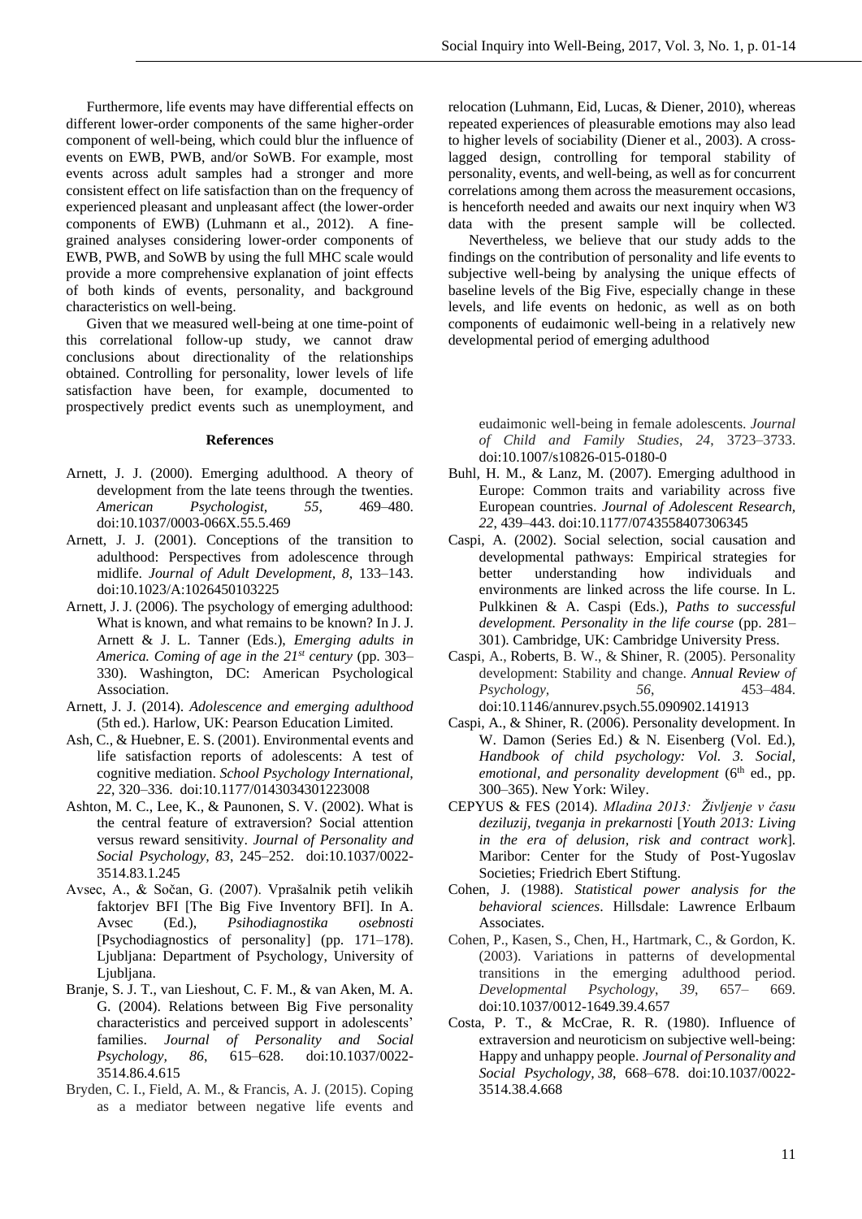Furthermore, life events may have differential effects on different lower-order components of the same higher-order component of well-being, which could blur the influence of events on EWB, PWB, and/or SoWB. For example, most events across adult samples had a stronger and more consistent effect on life satisfaction than on the frequency of experienced pleasant and unpleasant affect (the lower-order components of EWB) (Luhmann et al., 2012). A fine-grained analyses considering lower-order components of EWB, PWB, and SoWB by using the full MHC scale would provide a more comprehensive explanation of joint effects of both kinds of events, personality, and background characteristics on well-being.

Given that we measured well-being at one time-point of this correlational follow-up study, we cannot draw conclusions about directionality of the relationships obtained. Controlling for personality, lower levels of life satisfaction have been, for example, documented to prospectively predict events such as unemployment, and relocation (Luhmann, Eid, Lucas, & Diener, 2010), whereas repeated experiences of pleasurable emotions may also lead to higher levels of sociability (Diener et al., 2003). A cross-lagged design, controlling for temporal stability of personality, events, and well-being, as well as for concurrent correlations among them across the measurement occasions, is henceforth needed and awaits our next inquiry when W3 data with the present sample will be collected.

Nevertheless, we believe that our study adds to the findings on the contribution of personality and life events to subjective well-being by analysing the unique effects of baseline levels of the Big Five, especially change in these levels, and life events on hedonic, as well as on both components of eudaimonic well-being in a relatively new developmental period of emerging adulthood

## References

- Arnett, J. J. (2000). Emerging adulthood. A theory of development from the late teens through the twenties. *American Psychologist, 55,* 469–480. doi:10.1037/0003-066X.55.5.469
- Arnett, J. J. (2001). Conceptions of the transition to adulthood: Perspectives from adolescence through midlife. *Journal of Adult Development, 8*, 133–143. doi:10.1023/A:1026450103225
- Arnett, J. J. (2006). The psychology of emerging adulthood: What is known, and what remains to be known? In J. J. Arnett & J. L. Tanner (Eds.), *Emerging adults in America. Coming of age in the 21st century* (pp. 303–330). Washington, DC: American Psychological Association.
- Arnett, J. J. (2014). *Adolescence and emerging adulthood* (5th ed.). Harlow, UK: Pearson Education Limited.
- Ash, C., & Huebner, E. S. (2001). Environmental events and life satisfaction reports of adolescents: A test of cognitive mediation. *School Psychology International, 22*, 320–336. doi:10.1177/0143034301223008
- Ashton, M. C., Lee, K., & Paunonen, S. V. (2002). What is the central feature of extraversion? Social attention versus reward sensitivity. *Journal of Personality and Social Psychology, 83*, 245–252. doi:10.1037/0022-3514.83.1.245
- Avsec, A., & Sočan, G. (2007). Vprašalnik petih velikih faktorjev BFI [The Big Five Inventory BFI]. In A. Avsec (Ed.), *Psihodiagnostika osebnosti* [Psychodiagnostics of personality] (pp. 171–178). Ljubljana: Department of Psychology, University of Ljubljana.
- Branje, S. J. T., van Lieshout, C. F. M., & van Aken, M. A. G. (2004). Relations between Big Five personality characteristics and perceived support in adolescents' families. *Journal of Personality and Social Psychology, 86*, 615–628. doi:10.1037/0022-3514.86.4.615
- Bryden, C. I., Field, A. M., & Francis, A. J. (2015). Coping as a mediator between negative life events and eudaimonic well-being in female adolescents. *Journal of Child and Family Studies*, *24*, 3723–3733. doi:10.1007/s10826-015-0180-0
- Buhl, H. M., & Lanz, M. (2007). Emerging adulthood in Europe: Common traits and variability across five European countries. *Journal of Adolescent Research, 22*, 439–443. doi:10.1177/0743558407306345
- Caspi, A. (2002). Social selection, social causation and developmental pathways: Empirical strategies for better understanding how individuals and environments are linked across the life course. In L. Pulkkinen & A. Caspi (Eds.), *Paths to successful development. Personality in the life course* (pp. 281–301). Cambridge, UK: Cambridge University Press.
- Caspi, A., Roberts, B. W., & Shiner, R. (2005). Personality development: Stability and change. *Annual Review of Psychology, 56*, 453–484. doi:10.1146/annurev.psych.55.090902.141913
- Caspi, A., & Shiner, R. (2006). Personality development. In W. Damon (Series Ed.) & N. Eisenberg (Vol. Ed.), *Handbook of child psychology: Vol. 3. Social, emotional, and personality development* (6th ed., pp. 300–365). New York: Wiley.
- CEPYUS & FES (2014). *Mladina 2013: Življenje v času deziluzij, tveganja in prekarnosti* [*Youth 2013: Living in the era of delusion, risk and contract work*]. Maribor: Center for the Study of Post-Yugoslav Societies; Friedrich Ebert Stiftung.
- Cohen, J. (1988). *Statistical power analysis for the behavioral sciences*. Hillsdale: Lawrence Erlbaum Associates.
- Cohen, P., Kasen, S., Chen, H., Hartmark, C., & Gordon, K. (2003). Variations in patterns of developmental transitions in the emerging adulthood period. *Developmental Psychology*, *39*, 657– 669. doi:10.1037/0012-1649.39.4.657
- Costa, P. T., & McCrae, R. R. (1980). Influence of extraversion and neuroticism on subjective well-being: Happy and unhappy people. *Journal of Personality and Social Psychology, 38*, 668–678. doi:10.1037/0022-3514.38.4.668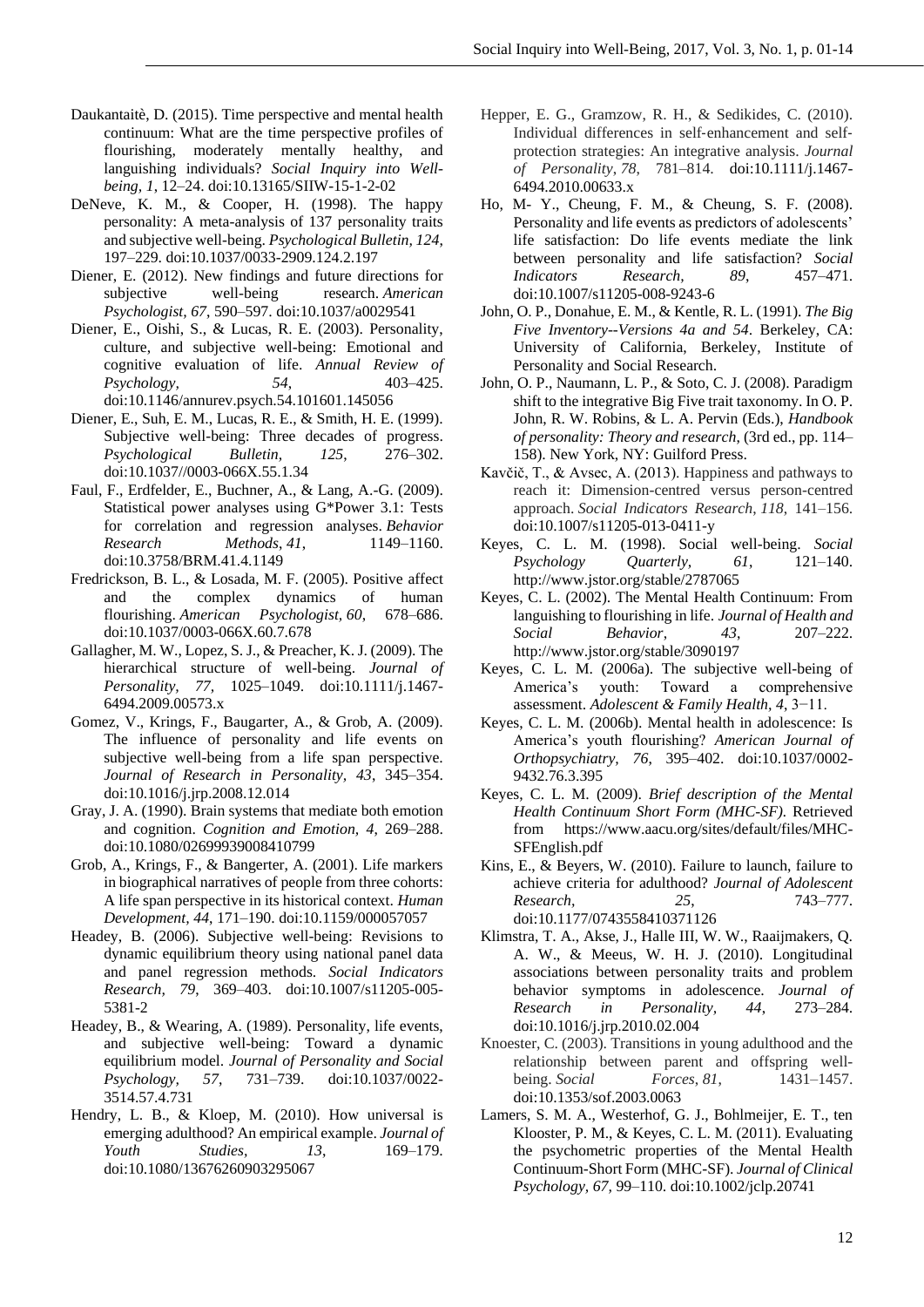Daukantaitè, D. (2015). Time perspective and mental health continuum: What are the time perspective profiles of flourishing, moderately mentally healthy, and languishing individuals? *Social Inquiry into Well-being, 1*, 12–24. doi:10.13165/SIIW-15-1-2-02

DeNeve, K. M., & Cooper, H. (1998). The happy personality: A meta-analysis of 137 personality traits and subjective well-being. *Psychological Bulletin, 124*, 197–229. doi:10.1037/0033-2909.124.2.197

Diener, E. (2012). New findings and future directions for subjective well-being research. *American Psychologist, 67*, 590–597. doi:10.1037/a0029541

Diener, E., Oishi, S., & Lucas, R. E. (2003). Personality, culture, and subjective well-being: Emotional and cognitive evaluation of life. *Annual Review of Psychology, 54*, 403–425. doi:10.1146/annurev.psych.54.101601.145056

Diener, E., Suh, E. M., Lucas, R. E., & Smith, H. E. (1999). Subjective well-being: Three decades of progress. *Psychological Bulletin, 125*, 276–302. doi:10.1037//0003-066X.55.1.34

Faul, F., Erdfelder, E., Buchner, A., & Lang, A.-G. (2009). Statistical power analyses using G*Power 3.1: Tests for correlation and regression analyses. *Behavior Research Methods, 41*, 1149–1160. doi:10.3758/BRM.41.4.1149

Fredrickson, B. L., & Losada, M. F. (2005). Positive affect and the complex dynamics of human flourishing. *American Psychologist, 60*, 678–686. doi:10.1037/0003-066X.60.7.678

Gallagher, M. W., Lopez, S. J., & Preacher, K. J. (2009). The hierarchical structure of well-being. *Journal of Personality, 77*, 1025–1049. doi:10.1111/j.1467-6494.2009.00573.x

Gomez, V., Krings, F., Baugarter, A., & Grob, A. (2009). The influence of personality and life events on subjective well-being from a life span perspective. *Journal of Research in Personality, 43*, 345–354. doi:10.1016/j.jrp.2008.12.014

Gray, J. A. (1990). Brain systems that mediate both emotion and cognition. *Cognition and Emotion, 4*, 269–288. doi:10.1080/02699939008410799

Grob, A., Krings, F., & Bangerter, A. (2001). Life markers in biographical narratives of people from three cohorts: A life span perspective in its historical context. *Human Development, 44*, 171–190. doi:10.1159/000057057

Headey, B. (2006). Subjective well-being: Revisions to dynamic equilibrium theory using national panel data and panel regression methods. *Social Indicators Research, 79*, 369–403. doi:10.1007/s11205-005-5381-2

Headey, B., & Wearing, A. (1989). Personality, life events, and subjective well-being: Toward a dynamic equilibrium model. *Journal of Personality and Social Psychology, 57*, 731–739. doi:10.1037/0022-3514.57.4.731

Hendry, L. B., & Kloep, M. (2010). How universal is emerging adulthood? An empirical example. *Journal of Youth Studies, 13*, 169–179. doi:10.1080/13676260903295067

Hepper, E. G., Gramzow, R. H., & Sedikides, C. (2010). Individual differences in self-enhancement and self-protection strategies: An integrative analysis. *Journal of Personality, 78*, 781–814. doi:10.1111/j.1467-6494.2010.00633.x

Ho, M- Y., Cheung, F. M., & Cheung, S. F. (2008). Personality and life events as predictors of adolescents' life satisfaction: Do life events mediate the link between personality and life satisfaction? *Social Indicators Research, 89*, 457–471. doi:10.1007/s11205-008-9243-6

John, O. P., Donahue, E. M., & Kentle, R. L. (1991). *The Big Five Inventory--Versions 4a and 54*. Berkeley, CA: University of California, Berkeley, Institute of Personality and Social Research.

John, O. P., Naumann, L. P., & Soto, C. J. (2008). Paradigm shift to the integrative Big Five trait taxonomy. In O. P. John, R. W. Robins, & L. A. Pervin (Eds.), *Handbook of personality: Theory and research*, (3rd ed., pp. 114–158). New York, NY: Guilford Press.

Kavčič, T., & Avsec, A. (2013). Happiness and pathways to reach it: Dimension-centred versus person-centred approach. *Social Indicators Research, 118*, 141–156. doi:10.1007/s11205-013-0411-y

Keyes, C. L. M. (1998). Social well-being. *Social Psychology Quarterly, 61*, 121–140. http://www.jstor.org/stable/2787065

Keyes, C. L. (2002). The Mental Health Continuum: From languishing to flourishing in life. *Journal of Health and Social Behavior, 43*, 207–222. http://www.jstor.org/stable/3090197

Keyes, C. L. M. (2006a). The subjective well-being of America's youth: Toward a comprehensive assessment. *Adolescent & Family Health, 4*, 3−11.

Keyes, C. L. M. (2006b). Mental health in adolescence: Is America's youth flourishing? *American Journal of Orthopsychiatry, 76*, 395–402. doi:10.1037/0002-9432.76.3.395

Keyes, C. L. M. (2009). *Brief description of the Mental Health Continuum Short Form (MHC-SF).* Retrieved from https://www.aacu.org/sites/default/files/MHC-SFEnglish.pdf

Kins, E., & Beyers, W. (2010). Failure to launch, failure to achieve criteria for adulthood? *Journal of Adolescent Research, 25*, 743–777. doi:10.1177/0743558410371126

Klimstra, T. A., Akse, J., Halle III, W. W., Raaijmakers, Q. A. W., & Meeus, W. H. J. (2010). Longitudinal associations between personality traits and problem behavior symptoms in adolescence. *Journal of Research in Personality, 44*, 273–284. doi:10.1016/j.jrp.2010.02.004

Knoester, C. (2003). Transitions in young adulthood and the relationship between parent and offspring well-being. *Social Forces, 81*, 1431–1457. doi:10.1353/sof.2003.0063

Lamers, S. M. A., Westerhof, G. J., Bohlmeijer, E. T., ten Klooster, P. M., & Keyes, C. L. M. (2011). Evaluating the psychometric properties of the Mental Health Continuum-Short Form (MHC-SF). *Journal of Clinical Psychology, 67*, 99–110. doi:10.1002/jclp.20741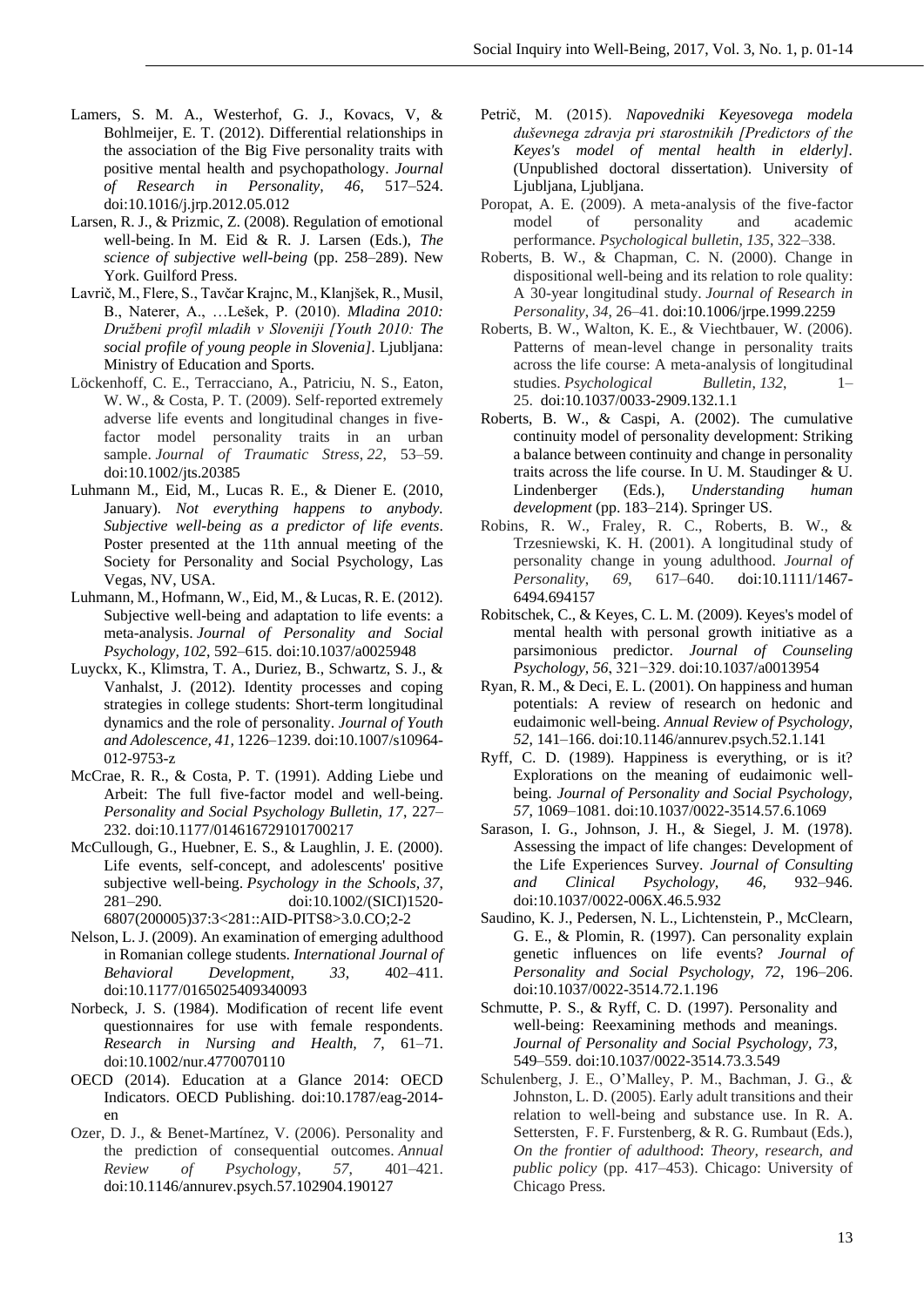Lamers, S. M. A., Westerhof, G. J., Kovacs, V, & Bohlmeijer, E. T. (2012). Differential relationships in the association of the Big Five personality traits with positive mental health and psychopathology. *Journal of Research in Personality, 46*, 517–524. doi:10.1016/j.jrp.2012.05.012

Larsen, R. J., & Prizmic, Z. (2008). Regulation of emotional well-being. In M. Eid & R. J. Larsen (Eds.), *The science of subjective well-being* (pp. 258–289). New York. Guilford Press.

Lavrič, M., Flere, S., Tavčar Krajnc, M., Klanjšek, R., Musil, B., Naterer, A., …Lešek, P. (2010). *Mladina 2010: Družbeni profil mladih v Sloveniji [Youth 2010: The social profile of young people in Slovenia]*. Ljubljana: Ministry of Education and Sports.

Löckenhoff, C. E., Terracciano, A., Patriciu, N. S., Eaton, W. W., & Costa, P. T. (2009). Self‐reported extremely adverse life events and longitudinal changes in five‐factor model personality traits in an urban sample. *Journal of Traumatic Stress, 22*, 53–59. doi:10.1002/jts.20385

Luhmann M., Eid, M., Lucas R. E., & Diener E. (2010, January). *Not everything happens to anybody. Subjective well-being as a predictor of life events*. Poster presented at the 11th annual meeting of the Society for Personality and Social Psychology, Las Vegas, NV, USA.

Luhmann, M., Hofmann, W., Eid, M., & Lucas, R. E. (2012). Subjective well-being and adaptation to life events: a meta-analysis. *Journal of Personality and Social Psychology, 102*, 592–615. doi:10.1037/a0025948

Luyckx, K., Klimstra, T. A., Duriez, B., Schwartz, S. J., & Vanhalst, J. (2012). Identity processes and coping strategies in college students: Short-term longitudinal dynamics and the role of personality. *Journal of Youth and Adolescence, 41*, 1226–1239. doi:10.1007/s10964-012-9753-z

McCrae, R. R., & Costa, P. T. (1991). Adding Liebe und Arbeit: The full five-factor model and well-being. *Personality and Social Psychology Bulletin, 17*, 227–232. doi:10.1177/014616729101700217

McCullough, G., Huebner, E. S., & Laughlin, J. E. (2000). Life events, self-concept, and adolescents' positive subjective well-being. *Psychology in the Schools, 37*, 281–290. doi:10.1002/(SICI)1520-6807(200005)37:3<281::AID-PITS8>3.0.CO;2-2

Nelson, L. J. (2009). An examination of emerging adulthood in Romanian college students. *International Journal of Behavioral Development, 33*, 402–411. doi:10.1177/0165025409340093

Norbeck, J. S. (1984). Modification of recent life event questionnaires for use with female respondents. *Research in Nursing and Health, 7*, 61–71. doi:10.1002/nur.4770070110

OECD (2014). Education at a Glance 2014: OECD Indicators. OECD Publishing. doi:10.1787/eag-2014-en

Ozer, D. J., & Benet-Martínez, V. (2006). Personality and the prediction of consequential outcomes. *Annual Review of Psychology, 57*, 401–421. doi:10.1146/annurev.psych.57.102904.190127

Petrič, M. (2015). *Napovedniki Keyesovega modela duševnega zdravja pri starostnikih [Predictors of the Keyes's model of mental health in elderly]*. (Unpublished doctoral dissertation). University of Ljubljana, Ljubljana.

Poropat, A. E. (2009). A meta-analysis of the five-factor model of personality and academic performance. *Psychological bulletin, 135*, 322–338.

Roberts, B. W., & Chapman, C. N. (2000). Change in dispositional well-being and its relation to role quality: A 30-year longitudinal study. *Journal of Research in Personality, 34*, 26–41. doi:10.1006/jrpe.1999.2259

Roberts, B. W., Walton, K. E., & Viechtbauer, W. (2006). Patterns of mean-level change in personality traits across the life course: A meta-analysis of longitudinal studies. *Psychological Bulletin, 132*, 1–25. doi:10.1037/0033-2909.132.1.1

Roberts, B. W., & Caspi, A. (2002). The cumulative continuity model of personality development: Striking a balance between continuity and change in personality traits across the life course. In U. M. Staudinger & U. Lindenberger (Eds.), *Understanding human development* (pp. 183–214). Springer US.

Robins, R. W., Fraley, R. C., Roberts, B. W., & Trzesniewski, K. H. (2001). A longitudinal study of personality change in young adulthood. *Journal of Personality, 69*, 617–640. doi:10.1111/1467-6494.694157

Robitschek, C., & Keyes, C. L. M. (2009). Keyes's model of mental health with personal growth initiative as a parsimonious predictor. *Journal of Counseling Psychology, 56*, 321−329. doi:10.1037/a0013954

Ryan, R. M., & Deci, E. L. (2001). On happiness and human potentials: A review of research on hedonic and eudaimonic well-being. *Annual Review of Psychology, 52*, 141–166. doi:10.1146/annurev.psych.52.1.141

Ryff, C. D. (1989). Happiness is everything, or is it? Explorations on the meaning of eudaimonic well-being. *Journal of Personality and Social Psychology, 57*, 1069–1081. doi:10.1037/0022-3514.57.6.1069

Sarason, I. G., Johnson, J. H., & Siegel, J. M. (1978). Assessing the impact of life changes: Development of the Life Experiences Survey. *Journal of Consulting and Clinical Psychology, 46*, 932–946. doi:10.1037/0022-006X.46.5.932

Saudino, K. J., Pedersen, N. L., Lichtenstein, P., McClearn, G. E., & Plomin, R. (1997). Can personality explain genetic influences on life events? *Journal of Personality and Social Psychology, 72*, 196–206. doi:10.1037/0022-3514.72.1.196

Schmutte, P. S., & Ryff, C. D. (1997). Personality and well-being: Reexamining methods and meanings. *Journal of Personality and Social Psychology, 73*, 549–559. doi:10.1037/0022-3514.73.3.549

Schulenberg, J. E., O'Malley, P. M., Bachman, J. G., & Johnston, L. D. (2005). Early adult transitions and their relation to well-being and substance use. In R. A. Settersten, F. F. Furstenberg, & R. G. Rumbaut (Eds.), *On the frontier of adulthood*: *Theory, research, and public policy* (pp. 417–453). Chicago: University of Chicago Press.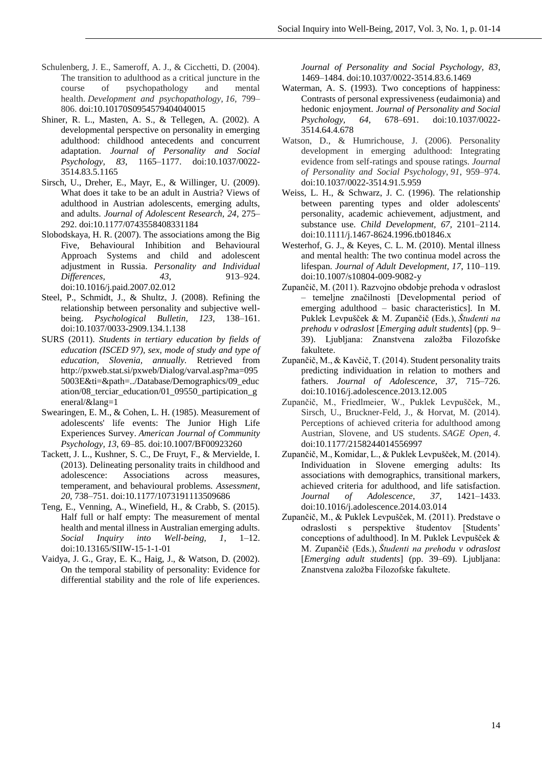Schulenberg, J. E., Sameroff, A. J., & Cicchetti, D. (2004). The transition to adulthood as a critical juncture in the course of psychopathology and mental health. *Development and psychopathology*, *16*, 799–806. doi:10.10170S0954579404040015

Shiner, R. L., Masten, A. S., & Tellegen, A. (2002). A developmental perspective on personality in emerging adulthood: childhood antecedents and concurrent adaptation. *Journal of Personality and Social Psychology, 83*, 1165–1177. doi:10.1037/0022-3514.83.5.1165

Sirsch, U., Dreher, E., Mayr, E., & Willinger, U. (2009). What does it take to be an adult in Austria? Views of adulthood in Austrian adolescents, emerging adults, and adults. *Journal of Adolescent Research, 24*, 275–292. doi:10.1177/0743558408331184

Slobodskaya, H. R. (2007). The associations among the Big Five, Behavioural Inhibition and Behavioural Approach Systems and child and adolescent adjustment in Russia. *Personality and Individual Differences, 43*, 913–924. doi:10.1016/j.paid.2007.02.012

Steel, P., Schmidt, J., & Shultz, J. (2008). Refining the relationship between personality and subjective well-being. *Psychological Bulletin, 123*, 138–161. doi:10.1037/0033-2909.134.1.138

SURS (2011). *Students in tertiary education by fields of education (ISCED 97), sex, mode of study and type of education, Slovenia, annually*. Retrieved from http://pxweb.stat.si/pxweb/Dialog/varval.asp?ma=0955003E&ti=&path=../Database/Demographics/09_education/08_terciar_education/01_09550_partipication_general/&lang=1

Swearingen, E. M., & Cohen, L. H. (1985). Measurement of adolescents' life events: The Junior High Life Experiences Survey. *American Journal of Community Psychology, 13*, 69–85. doi:10.1007/BF00923260

Tackett, J. L., Kushner, S. C., De Fruyt, F., & Mervielde, I. (2013). Delineating personality traits in childhood and adolescence: Associations across measures, temperament, and behavioural problems. *Assessment, 20*, 738–751. doi:10.1177/1073191113509686

Teng, E., Venning, A., Winefield, H., & Crabb, S. (2015). Half full or half empty: The measurement of mental health and mental illness in Australian emerging adults. *Social Inquiry into Well-being, 1*, 1–12. doi:10.13165/SIIW-15-1-1-01

Vaidya, J. G., Gray, E. K., Haig, J., & Watson, D. (2002). On the temporal stability of personality: Evidence for differential stability and the role of life experiences. *Journal of Personality and Social Psychology, 83*, 1469–1484. doi:10.1037/0022-3514.83.6.1469

Waterman, A. S. (1993). Two conceptions of happiness: Contrasts of personal expressiveness (eudaimonia) and hedonic enjoyment. *Journal of Personality and Social Psychology, 64*, 678–691. doi:10.1037/0022-3514.64.4.678

Watson, D., & Humrichouse, J. (2006). Personality development in emerging adulthood: Integrating evidence from self-ratings and spouse ratings. *Journal of Personality and Social Psychology*, *91*, 959–974. doi:10.1037/0022-3514.91.5.959

Weiss, L. H., & Schwarz, J. C. (1996). The relationship between parenting types and older adolescents' personality, academic achievement, adjustment, and substance use. *Child Development, 67*, 2101–2114. doi:10.1111/j.1467-8624.1996.tb01846.x

Westerhof, G. J., & Keyes, C. L. M. (2010). Mental illness and mental health: The two continua model across the lifespan. *Journal of Adult Development, 17*, 110–119. doi:10.1007/s10804-009-9082-y

Zupančič, M. (2011). Razvojno obdobje prehoda v odraslost – temeljne značilnosti [Developmental period of emerging adulthood – basic characteristics]. In M. Puklek Levpušček & M. Zupančič (Eds.), *Študenti na prehodu v odraslost* [*Emerging adult students*] (pp. 9–39). Ljubljana: Znanstvena založba Filozofske fakultete.

Zupančič, M., & Kavčič, T. (2014). Student personality traits predicting individuation in relation to mothers and fathers. *Journal of Adolescence*, *37*, 715–726. doi:10.1016/j.adolescence.2013.12.005

Zupančič, M., Friedlmeier, W., Puklek Levpušček, M., Sirsch, U., Bruckner-Feld, J., & Horvat, M. (2014). Perceptions of achieved criteria for adulthood among Austrian, Slovene, and US students. *SAGE Open*, *4*. doi:10.1177/2158244014556997

Zupančič, M., Komidar, L., & Puklek Levpušček, M. (2014). Individuation in Slovene emerging adults: Its associations with demographics, transitional markers, achieved criteria for adulthood, and life satisfaction. *Journal of Adolescence*, *37*, 1421–1433. doi:10.1016/j.adolescence.2014.03.014

Zupančič, M., & Puklek Levpušček, M. (2011). Predstave o odraslosti s perspektive študentov [Students' conceptions of adulthood]. In M. Puklek Levpušček & M. Zupančič (Eds.), *Študenti na prehodu v odraslost* [*Emerging adult students*] (pp. 39–69). Ljubljana: Znanstvena založba Filozofske fakultete.